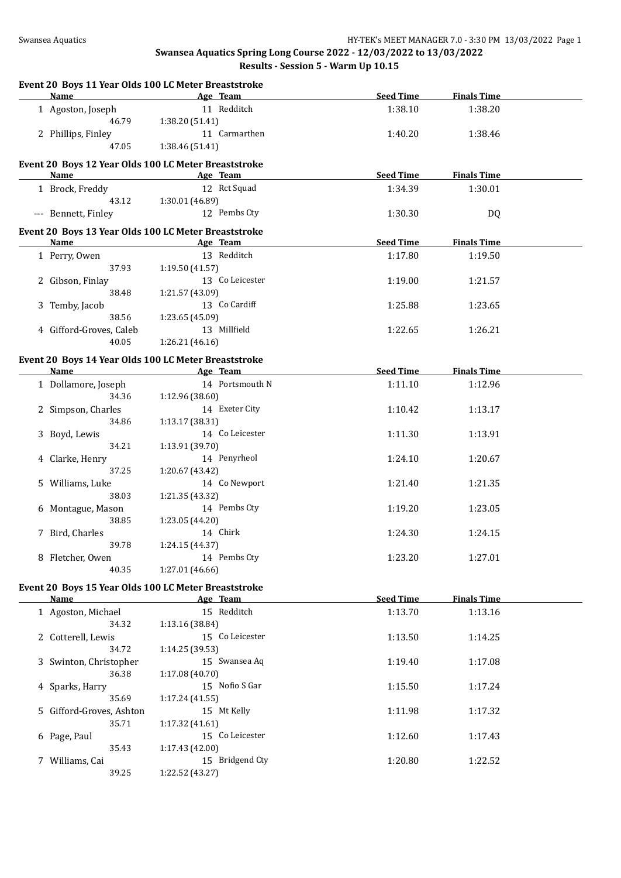## Swansea Aquatics Spring Long Course 2022 - 12/03/2022 to 13/03/2022

### Results - Session 5 - Warm Up 10.15

#### Event 20 Boys 11 Year Olds 100 LC Meter Breaststroke

| | Name | Age | Team | Seed Time | Finals Time |
|---|---|---|---|---|---|
| 1 | Agoston, Joseph | 11 | Redditch | 1:38.10 | 1:38.20 |
| | 46.79 | 1:38.20 (51.41) | | | |
| 2 | Phillips, Finley | 11 | Carmarthen | 1:40.20 | 1:38.46 |
| | 47.05 | 1:38.46 (51.41) | | | |

#### Event 20 Boys 12 Year Olds 100 LC Meter Breaststroke

| | Name | Age | Team | Seed Time | Finals Time |
|---|---|---|---|---|---|
| 1 | Brock, Freddy | 12 | Rct Squad | 1:34.39 | 1:30.01 |
| | 43.12 | 1:30.01 (46.89) | | | |
| --- | Bennett, Finley | 12 | Pembs Cty | 1:30.30 | DQ |

#### Event 20 Boys 13 Year Olds 100 LC Meter Breaststroke

| | Name | Age | Team | Seed Time | Finals Time |
|---|---|---|---|---|---|
| 1 | Perry, Owen | 13 | Redditch | 1:17.80 | 1:19.50 |
| | 37.93 | 1:19.50 (41.57) | | | |
| 2 | Gibson, Finlay | 13 | Co Leicester | 1:19.00 | 1:21.57 |
| | 38.48 | 1:21.57 (43.09) | | | |
| 3 | Temby, Jacob | 13 | Co Cardiff | 1:25.88 | 1:23.65 |
| | 38.56 | 1:23.65 (45.09) | | | |
| 4 | Gifford-Groves, Caleb | 13 | Millfield | 1:22.65 | 1:26.21 |
| | 40.05 | 1:26.21 (46.16) | | | |

#### Event 20 Boys 14 Year Olds 100 LC Meter Breaststroke

| | Name | Age | Team | Seed Time | Finals Time |
|---|---|---|---|---|---|
| 1 | Dollamore, Joseph | 14 | Portsmouth N | 1:11.10 | 1:12.96 |
| | 34.36 | 1:12.96 (38.60) | | | |
| 2 | Simpson, Charles | 14 | Exeter City | 1:10.42 | 1:13.17 |
| | 34.86 | 1:13.17 (38.31) | | | |
| 3 | Boyd, Lewis | 14 | Co Leicester | 1:11.30 | 1:13.91 |
| | 34.21 | 1:13.91 (39.70) | | | |
| 4 | Clarke, Henry | 14 | Penyrheol | 1:24.10 | 1:20.67 |
| | 37.25 | 1:20.67 (43.42) | | | |
| 5 | Williams, Luke | 14 | Co Newport | 1:21.40 | 1:21.35 |
| | 38.03 | 1:21.35 (43.32) | | | |
| 6 | Montague, Mason | 14 | Pembs Cty | 1:19.20 | 1:23.05 |
| | 38.85 | 1:23.05 (44.20) | | | |
| 7 | Bird, Charles | 14 | Chirk | 1:24.30 | 1:24.15 |
| | 39.78 | 1:24.15 (44.37) | | | |
| 8 | Fletcher, Owen | 14 | Pembs Cty | 1:23.20 | 1:27.01 |
| | 40.35 | 1:27.01 (46.66) | | | |

#### Event 20 Boys 15 Year Olds 100 LC Meter Breaststroke

| | Name | Age | Team | Seed Time | Finals Time |
|---|---|---|---|---|---|
| 1 | Agoston, Michael | 15 | Redditch | 1:13.70 | 1:13.16 |
| | 34.32 | 1:13.16 (38.84) | | | |
| 2 | Cotterell, Lewis | 15 | Co Leicester | 1:13.50 | 1:14.25 |
| | 34.72 | 1:14.25 (39.53) | | | |
| 3 | Swinton, Christopher | 15 | Swansea Aq | 1:19.40 | 1:17.08 |
| | 36.38 | 1:17.08 (40.70) | | | |
| 4 | Sparks, Harry | 15 | Nofio S Gar | 1:15.50 | 1:17.24 |
| | 35.69 | 1:17.24 (41.55) | | | |
| 5 | Gifford-Groves, Ashton | 15 | Mt Kelly | 1:11.98 | 1:17.32 |
| | 35.71 | 1:17.32 (41.61) | | | |
| 6 | Page, Paul | 15 | Co Leicester | 1:12.60 | 1:17.43 |
| | 35.43 | 1:17.43 (42.00) | | | |
| 7 | Williams, Cai | 15 | Bridgend Cty | 1:20.80 | 1:22.52 |
| | 39.25 | 1:22.52 (43.27) | | | |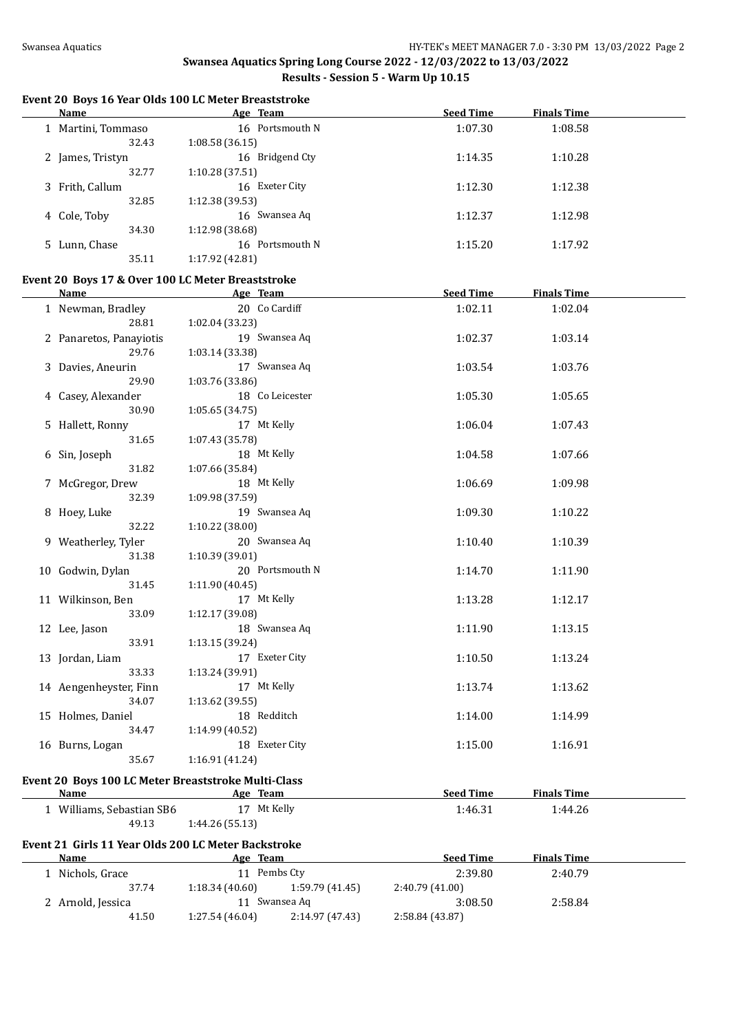## Swansea Aquatics Spring Long Course 2022 - 12/03/2022 to 13/03/2022

### Results - Session 5 - Warm Up 10.15

#### Event 20 Boys 16 Year Olds 100 LC Meter Breaststroke

| | Name | Age | Team | Seed Time | Finals Time |
|---|---|---|---|---|---|
| 1 | Martini, Tommaso | 16 | Portsmouth N | 1:07.30 | 1:08.58 |
| | 32.43 | 1:08.58 (36.15) | | | |
| 2 | James, Tristyn | 16 | Bridgend Cty | 1:14.35 | 1:10.28 |
| | 32.77 | 1:10.28 (37.51) | | | |
| 3 | Frith, Callum | 16 | Exeter City | 1:12.30 | 1:12.38 |
| | 32.85 | 1:12.38 (39.53) | | | |
| 4 | Cole, Toby | 16 | Swansea Aq | 1:12.37 | 1:12.98 |
| | 34.30 | 1:12.98 (38.68) | | | |
| 5 | Lunn, Chase | 16 | Portsmouth N | 1:15.20 | 1:17.92 |
| | 35.11 | 1:17.92 (42.81) | | | |

#### Event 20 Boys 17 & Over 100 LC Meter Breaststroke

| | Name | Age | Team | Seed Time | Finals Time |
|---|---|---|---|---|---|
| 1 | Newman, Bradley | 20 | Co Cardiff | 1:02.11 | 1:02.04 |
| | 28.81 | 1:02.04 (33.23) | | | |
| 2 | Panaretos, Panayiotis | 19 | Swansea Aq | 1:02.37 | 1:03.14 |
| | 29.76 | 1:03.14 (33.38) | | | |
| 3 | Davies, Aneurin | 17 | Swansea Aq | 1:03.54 | 1:03.76 |
| | 29.90 | 1:03.76 (33.86) | | | |
| 4 | Casey, Alexander | 18 | Co Leicester | 1:05.30 | 1:05.65 |
| | 30.90 | 1:05.65 (34.75) | | | |
| 5 | Hallett, Ronny | 17 | Mt Kelly | 1:06.04 | 1:07.43 |
| | 31.65 | 1:07.43 (35.78) | | | |
| 6 | Sin, Joseph | 18 | Mt Kelly | 1:04.58 | 1:07.66 |
| | 31.82 | 1:07.66 (35.84) | | | |
| 7 | McGregor, Drew | 18 | Mt Kelly | 1:06.69 | 1:09.98 |
| | 32.39 | 1:09.98 (37.59) | | | |
| 8 | Hoey, Luke | 19 | Swansea Aq | 1:09.30 | 1:10.22 |
| | 32.22 | 1:10.22 (38.00) | | | |
| 9 | Weatherley, Tyler | 20 | Swansea Aq | 1:10.40 | 1:10.39 |
| | 31.38 | 1:10.39 (39.01) | | | |
| 10 | Godwin, Dylan | 20 | Portsmouth N | 1:14.70 | 1:11.90 |
| | 31.45 | 1:11.90 (40.45) | | | |
| 11 | Wilkinson, Ben | 17 | Mt Kelly | 1:13.28 | 1:12.17 |
| | 33.09 | 1:12.17 (39.08) | | | |
| 12 | Lee, Jason | 18 | Swansea Aq | 1:11.90 | 1:13.15 |
| | 33.91 | 1:13.15 (39.24) | | | |
| 13 | Jordan, Liam | 17 | Exeter City | 1:10.50 | 1:13.24 |
| | 33.33 | 1:13.24 (39.91) | | | |
| 14 | Aengenheyster, Finn | 17 | Mt Kelly | 1:13.74 | 1:13.62 |
| | 34.07 | 1:13.62 (39.55) | | | |
| 15 | Holmes, Daniel | 18 | Redditch | 1:14.00 | 1:14.99 |
| | 34.47 | 1:14.99 (40.52) | | | |
| 16 | Burns, Logan | 18 | Exeter City | 1:15.00 | 1:16.91 |
| | 35.67 | 1:16.91 (41.24) | | | |

#### Event 20 Boys 100 LC Meter Breaststroke Multi-Class

| | Name | Age | Team | Seed Time | Finals Time |
|---|---|---|---|---|---|
| 1 | Williams, Sebastian SB6 | 17 | Mt Kelly | 1:46.31 | 1:44.26 |
| | 49.13 | 1:44.26 (55.13) | | | |

#### Event 21 Girls 11 Year Olds 200 LC Meter Backstroke

| | Name | Age | Team | Seed Time | Finals Time |
|---|---|---|---|---|---|
| 1 | Nichols, Grace | 11 | Pembs Cty | 2:39.80 | 2:40.79 |
| | 37.74 | 1:18.34 (40.60) | 1:59.79 (41.45) | 2:40.79 (41.00) | |
| 2 | Arnold, Jessica | 11 | Swansea Aq | 3:08.50 | 2:58.84 |
| | 41.50 | 1:27.54 (46.04) | 2:14.97 (47.43) | 2:58.84 (43.87) | |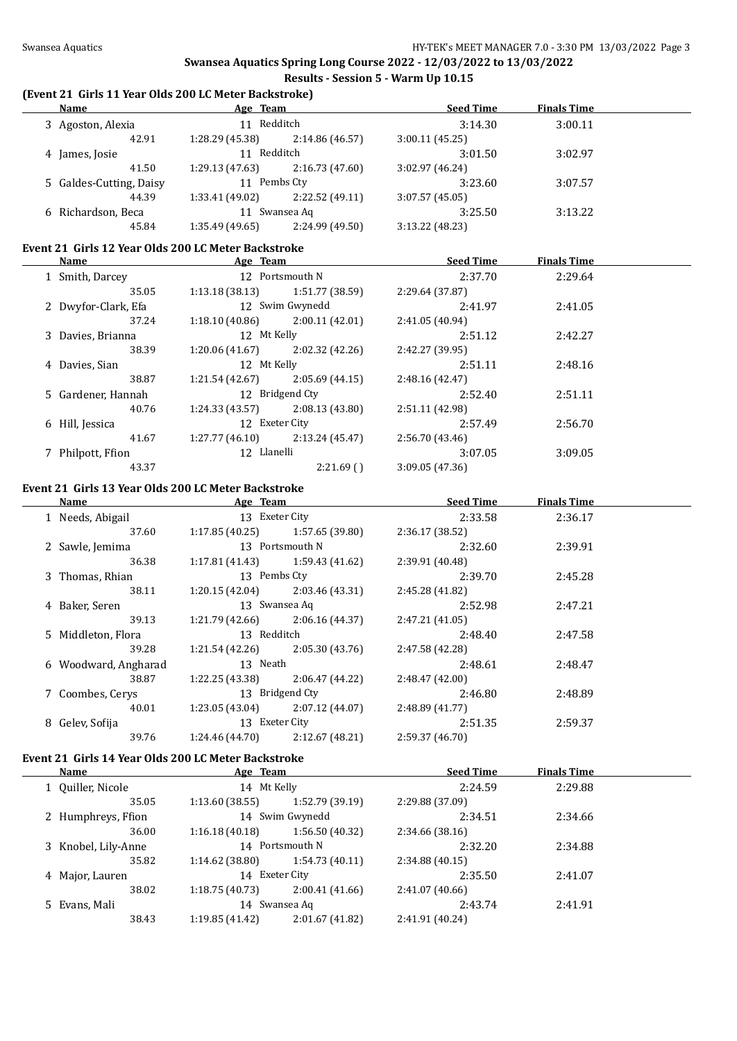## Swansea Aquatics Spring Long Course 2022 - 12/03/2022 to 13/03/2022

### Results - Session 5 - Warm Up 10.15

#### (Event 21 Girls 11 Year Olds 200 LC Meter Backstroke)

| | Name | Age | Team | Seed Time | Finals Time |
|---|---|---|---|---|---|
| 3 | Agoston, Alexia | 11 | Redditch | 3:14.30 | 3:00.11 |
| | 42.91 | 1:28.29 (45.38) | 2:14.86 (46.57) | 3:00.11 (45.25) | |
| 4 | James, Josie | 11 | Redditch | 3:01.50 | 3:02.97 |
| | 41.50 | 1:29.13 (47.63) | 2:16.73 (47.60) | 3:02.97 (46.24) | |
| 5 | Galdes-Cutting, Daisy | 11 | Pembs Cty | 3:23.60 | 3:07.57 |
| | 44.39 | 1:33.41 (49.02) | 2:22.52 (49.11) | 3:07.57 (45.05) | |
| 6 | Richardson, Beca | 11 | Swansea Aq | 3:25.50 | 3:13.22 |
| | 45.84 | 1:35.49 (49.65) | 2:24.99 (49.50) | 3:13.22 (48.23) | |

#### Event 21 Girls 12 Year Olds 200 LC Meter Backstroke

| | Name | Age | Team | Seed Time | Finals Time |
|---|---|---|---|---|---|
| 1 | Smith, Darcey | 12 | Portsmouth N | 2:37.70 | 2:29.64 |
| | 35.05 | 1:13.18 (38.13) | 1:51.77 (38.59) | 2:29.64 (37.87) | |
| 2 | Dwyfor-Clark, Efa | 12 | Swim Gwynedd | 2:41.97 | 2:41.05 |
| | 37.24 | 1:18.10 (40.86) | 2:00.11 (42.01) | 2:41.05 (40.94) | |
| 3 | Davies, Brianna | 12 | Mt Kelly | 2:51.12 | 2:42.27 |
| | 38.39 | 1:20.06 (41.67) | 2:02.32 (42.26) | 2:42.27 (39.95) | |
| 4 | Davies, Sian | 12 | Mt Kelly | 2:51.11 | 2:48.16 |
| | 38.87 | 1:21.54 (42.67) | 2:05.69 (44.15) | 2:48.16 (42.47) | |
| 5 | Gardener, Hannah | 12 | Bridgend Cty | 2:52.40 | 2:51.11 |
| | 40.76 | 1:24.33 (43.57) | 2:08.13 (43.80) | 2:51.11 (42.98) | |
| 6 | Hill, Jessica | 12 | Exeter City | 2:57.49 | 2:56.70 |
| | 41.67 | 1:27.77 (46.10) | 2:13.24 (45.47) | 2:56.70 (43.46) | |
| 7 | Philpott, Ffion | 12 | Llanelli | 3:07.05 | 3:09.05 |
| | 43.37 | | 2:21.69 ( ) | 3:09.05 (47.36) | |

#### Event 21 Girls 13 Year Olds 200 LC Meter Backstroke

| | Name | Age | Team | Seed Time | Finals Time |
|---|---|---|---|---|---|
| 1 | Needs, Abigail | 13 | Exeter City | 2:33.58 | 2:36.17 |
| | 37.60 | 1:17.85 (40.25) | 1:57.65 (39.80) | 2:36.17 (38.52) | |
| 2 | Sawle, Jemima | 13 | Portsmouth N | 2:32.60 | 2:39.91 |
| | 36.38 | 1:17.81 (41.43) | 1:59.43 (41.62) | 2:39.91 (40.48) | |
| 3 | Thomas, Rhian | 13 | Pembs Cty | 2:39.70 | 2:45.28 |
| | 38.11 | 1:20.15 (42.04) | 2:03.46 (43.31) | 2:45.28 (41.82) | |
| 4 | Baker, Seren | 13 | Swansea Aq | 2:52.98 | 2:47.21 |
| | 39.13 | 1:21.79 (42.66) | 2:06.16 (44.37) | 2:47.21 (41.05) | |
| 5 | Middleton, Flora | 13 | Redditch | 2:48.40 | 2:47.58 |
| | 39.28 | 1:21.54 (42.26) | 2:05.30 (43.76) | 2:47.58 (42.28) | |
| 6 | Woodward, Angharad | 13 | Neath | 2:48.61 | 2:48.47 |
| | 38.87 | 1:22.25 (43.38) | 2:06.47 (44.22) | 2:48.47 (42.00) | |
| 7 | Coombes, Cerys | 13 | Bridgend Cty | 2:46.80 | 2:48.89 |
| | 40.01 | 1:23.05 (43.04) | 2:07.12 (44.07) | 2:48.89 (41.77) | |
| 8 | Gelev, Sofija | 13 | Exeter City | 2:51.35 | 2:59.37 |
| | 39.76 | 1:24.46 (44.70) | 2:12.67 (48.21) | 2:59.37 (46.70) | |

#### Event 21 Girls 14 Year Olds 200 LC Meter Backstroke

| | Name | Age | Team | Seed Time | Finals Time |
|---|---|---|---|---|---|
| 1 | Quiller, Nicole | 14 | Mt Kelly | 2:24.59 | 2:29.88 |
| | 35.05 | 1:13.60 (38.55) | 1:52.79 (39.19) | 2:29.88 (37.09) | |
| 2 | Humphreys, Ffion | 14 | Swim Gwynedd | 2:34.51 | 2:34.66 |
| | 36.00 | 1:16.18 (40.18) | 1:56.50 (40.32) | 2:34.66 (38.16) | |
| 3 | Knobel, Lily-Anne | 14 | Portsmouth N | 2:32.20 | 2:34.88 |
| | 35.82 | 1:14.62 (38.80) | 1:54.73 (40.11) | 2:34.88 (40.15) | |
| 4 | Major, Lauren | 14 | Exeter City | 2:35.50 | 2:41.07 |
| | 38.02 | 1:18.75 (40.73) | 2:00.41 (41.66) | 2:41.07 (40.66) | |
| 5 | Evans, Mali | 14 | Swansea Aq | 2:43.74 | 2:41.91 |
| | 38.43 | 1:19.85 (41.42) | 2:01.67 (41.82) | 2:41.91 (40.24) | |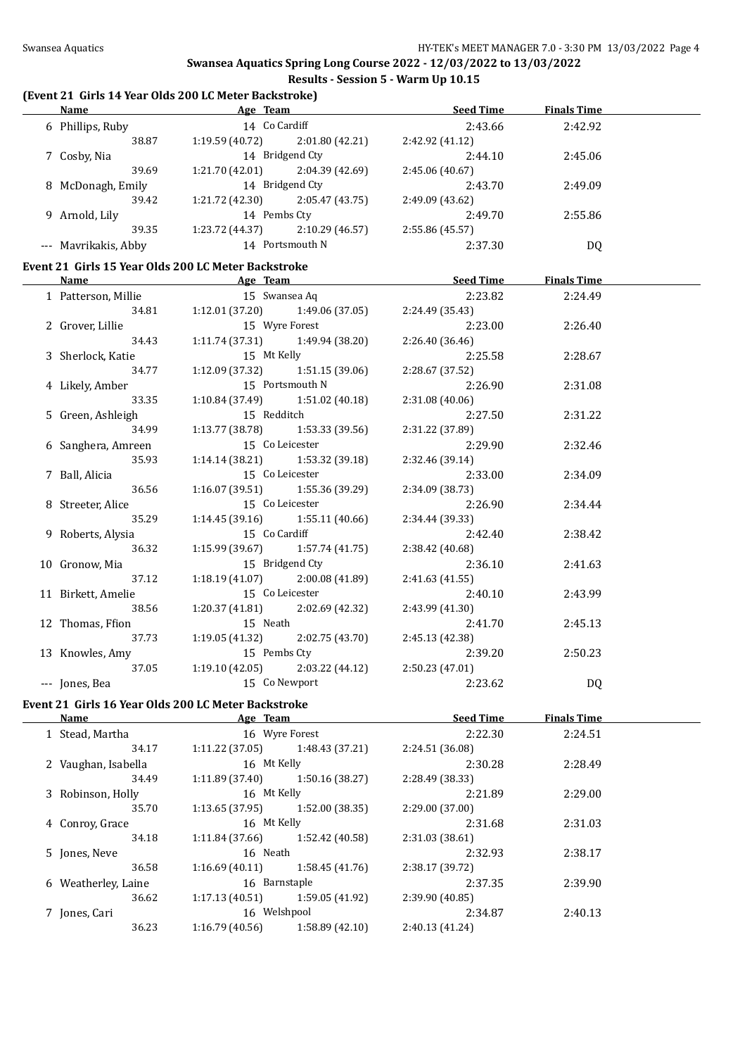## Swansea Aquatics Spring Long Course 2022 - 12/03/2022 to 13/03/2022

### Results - Session 5 - Warm Up 10.15

#### (Event 21 Girls 14 Year Olds 200 LC Meter Backstroke)

| | Name | Age | Team | | | Seed Time | Finals Time |
|---|---|---|---|---|---|---|---|
| 6 | Phillips, Ruby | 14 | Co Cardiff | | | 2:43.66 | 2:42.92 |
| | 38.87 | 1:19.59 (40.72) | 2:01.80 (42.21) | 2:42.92 (41.12) | | | |
| 7 | Cosby, Nia | 14 | Bridgend Cty | | | 2:44.10 | 2:45.06 |
| | 39.69 | 1:21.70 (42.01) | 2:04.39 (42.69) | 2:45.06 (40.67) | | | |
| 8 | McDonagh, Emily | 14 | Bridgend Cty | | | 2:43.70 | 2:49.09 |
| | 39.42 | 1:21.72 (42.30) | 2:05.47 (43.75) | 2:49.09 (43.62) | | | |
| 9 | Arnold, Lily | 14 | Pembs Cty | | | 2:49.70 | 2:55.86 |
| | 39.35 | 1:23.72 (44.37) | 2:10.29 (46.57) | 2:55.86 (45.57) | | | |
| --- | Mavrikakis, Abby | 14 | Portsmouth N | | | 2:37.30 | DQ |

#### Event 21 Girls 15 Year Olds 200 LC Meter Backstroke

| | Name | Age | Team | | | Seed Time | Finals Time |
|---|---|---|---|---|---|---|---|
| 1 | Patterson, Millie | 15 | Swansea Aq | | | 2:23.82 | 2:24.49 |
| | 34.81 | 1:12.01 (37.20) | 1:49.06 (37.05) | 2:24.49 (35.43) | | | |
| 2 | Grover, Lillie | 15 | Wyre Forest | | | 2:23.00 | 2:26.40 |
| | 34.43 | 1:11.74 (37.31) | 1:49.94 (38.20) | 2:26.40 (36.46) | | | |
| 3 | Sherlock, Katie | 15 | Mt Kelly | | | 2:25.58 | 2:28.67 |
| | 34.77 | 1:12.09 (37.32) | 1:51.15 (39.06) | 2:28.67 (37.52) | | | |
| 4 | Likely, Amber | 15 | Portsmouth N | | | 2:26.90 | 2:31.08 |
| | 33.35 | 1:10.84 (37.49) | 1:51.02 (40.18) | 2:31.08 (40.06) | | | |
| 5 | Green, Ashleigh | 15 | Redditch | | | 2:27.50 | 2:31.22 |
| | 34.99 | 1:13.77 (38.78) | 1:53.33 (39.56) | 2:31.22 (37.89) | | | |
| 6 | Sanghera, Amreen | 15 | Co Leicester | | | 2:29.90 | 2:32.46 |
| | 35.93 | 1:14.14 (38.21) | 1:53.32 (39.18) | 2:32.46 (39.14) | | | |
| 7 | Ball, Alicia | 15 | Co Leicester | | | 2:33.00 | 2:34.09 |
| | 36.56 | 1:16.07 (39.51) | 1:55.36 (39.29) | 2:34.09 (38.73) | | | |
| 8 | Streeter, Alice | 15 | Co Leicester | | | 2:26.90 | 2:34.44 |
| | 35.29 | 1:14.45 (39.16) | 1:55.11 (40.66) | 2:34.44 (39.33) | | | |
| 9 | Roberts, Alysia | 15 | Co Cardiff | | | 2:42.40 | 2:38.42 |
| | 36.32 | 1:15.99 (39.67) | 1:57.74 (41.75) | 2:38.42 (40.68) | | | |
| 10 | Gronow, Mia | 15 | Bridgend Cty | | | 2:36.10 | 2:41.63 |
| | 37.12 | 1:18.19 (41.07) | 2:00.08 (41.89) | 2:41.63 (41.55) | | | |
| 11 | Birkett, Amelie | 15 | Co Leicester | | | 2:40.10 | 2:43.99 |
| | 38.56 | 1:20.37 (41.81) | 2:02.69 (42.32) | 2:43.99 (41.30) | | | |
| 12 | Thomas, Ffion | 15 | Neath | | | 2:41.70 | 2:45.13 |
| | 37.73 | 1:19.05 (41.32) | 2:02.75 (43.70) | 2:45.13 (42.38) | | | |
| 13 | Knowles, Amy | 15 | Pembs Cty | | | 2:39.20 | 2:50.23 |
| | 37.05 | 1:19.10 (42.05) | 2:03.22 (44.12) | 2:50.23 (47.01) | | | |
| --- | Jones, Bea | 15 | Co Newport | | | 2:23.62 | DQ |

#### Event 21 Girls 16 Year Olds 200 LC Meter Backstroke

| | Name | Age | Team | | | Seed Time | Finals Time |
|---|---|---|---|---|---|---|---|
| 1 | Stead, Martha | 16 | Wyre Forest | | | 2:22.30 | 2:24.51 |
| | 34.17 | 1:11.22 (37.05) | 1:48.43 (37.21) | 2:24.51 (36.08) | | | |
| 2 | Vaughan, Isabella | 16 | Mt Kelly | | | 2:30.28 | 2:28.49 |
| | 34.49 | 1:11.89 (37.40) | 1:50.16 (38.27) | 2:28.49 (38.33) | | | |
| 3 | Robinson, Holly | 16 | Mt Kelly | | | 2:21.89 | 2:29.00 |
| | 35.70 | 1:13.65 (37.95) | 1:52.00 (38.35) | 2:29.00 (37.00) | | | |
| 4 | Conroy, Grace | 16 | Mt Kelly | | | 2:31.68 | 2:31.03 |
| | 34.18 | 1:11.84 (37.66) | 1:52.42 (40.58) | 2:31.03 (38.61) | | | |
| 5 | Jones, Neve | 16 | Neath | | | 2:32.93 | 2:38.17 |
| | 36.58 | 1:16.69 (40.11) | 1:58.45 (41.76) | 2:38.17 (39.72) | | | |
| 6 | Weatherley, Laine | 16 | Barnstaple | | | 2:37.35 | 2:39.90 |
| | 36.62 | 1:17.13 (40.51) | 1:59.05 (41.92) | 2:39.90 (40.85) | | | |
| 7 | Jones, Cari | 16 | Welshpool | | | 2:34.87 | 2:40.13 |
| | 36.23 | 1:16.79 (40.56) | 1:58.89 (42.10) | 2:40.13 (41.24) | | | |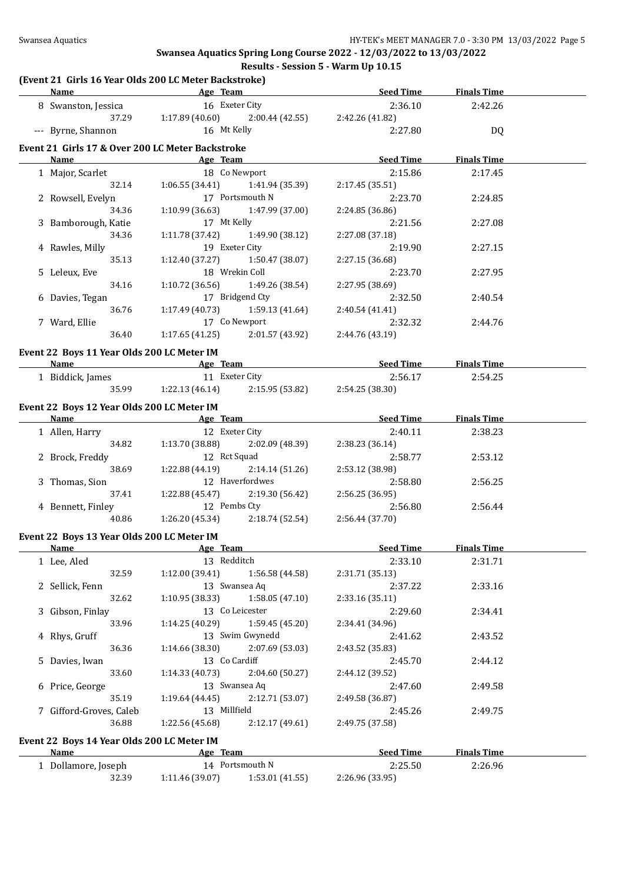## Swansea Aquatics Spring Long Course 2022 - 12/03/2022 to 13/03/2022

### Results - Session 5 - Warm Up 10.15

#### (Event 21 Girls 16 Year Olds 200 LC Meter Backstroke)

| | Name | Age | Team | Seed Time | Finals Time |
|---|---|---|---|---|---|
| 8 | Swanston, Jessica | 16 | Exeter City | 2:36.10 | 2:42.26 |
| | 37.29 | 1:17.89 (40.60) | 2:00.44 (42.55) | 2:42.26 (41.82) | |
| --- | Byrne, Shannon | 16 | Mt Kelly | 2:27.80 | DQ |

#### Event 21 Girls 17 & Over 200 LC Meter Backstroke

| | Name | Age | Team | Seed Time | Finals Time |
|---|---|---|---|---|---|
| 1 | Major, Scarlet | 18 | Co Newport | 2:15.86 | 2:17.45 |
| | 32.14 | 1:06.55 (34.41) | 1:41.94 (35.39) | 2:17.45 (35.51) | |
| 2 | Rowsell, Evelyn | 17 | Portsmouth N | 2:23.70 | 2:24.85 |
| | 34.36 | 1:10.99 (36.63) | 1:47.99 (37.00) | 2:24.85 (36.86) | |
| 3 | Bamborough, Katie | 17 | Mt Kelly | 2:21.56 | 2:27.08 |
| | 34.36 | 1:11.78 (37.42) | 1:49.90 (38.12) | 2:27.08 (37.18) | |
| 4 | Rawles, Milly | 19 | Exeter City | 2:19.90 | 2:27.15 |
| | 35.13 | 1:12.40 (37.27) | 1:50.47 (38.07) | 2:27.15 (36.68) | |
| 5 | Leleux, Eve | 18 | Wrekin Coll | 2:23.70 | 2:27.95 |
| | 34.16 | 1:10.72 (36.56) | 1:49.26 (38.54) | 2:27.95 (38.69) | |
| 6 | Davies, Tegan | 17 | Bridgend Cty | 2:32.50 | 2:40.54 |
| | 36.76 | 1:17.49 (40.73) | 1:59.13 (41.64) | 2:40.54 (41.41) | |
| 7 | Ward, Ellie | 17 | Co Newport | 2:32.32 | 2:44.76 |
| | 36.40 | 1:17.65 (41.25) | 2:01.57 (43.92) | 2:44.76 (43.19) | |

#### Event 22 Boys 11 Year Olds 200 LC Meter IM

| | Name | Age | Team | Seed Time | Finals Time |
|---|---|---|---|---|---|
| 1 | Biddick, James | 11 | Exeter City | 2:56.17 | 2:54.25 |
| | 35.99 | 1:22.13 (46.14) | 2:15.95 (53.82) | 2:54.25 (38.30) | |

#### Event 22 Boys 12 Year Olds 200 LC Meter IM

| | Name | Age | Team | Seed Time | Finals Time |
|---|---|---|---|---|---|
| 1 | Allen, Harry | 12 | Exeter City | 2:40.11 | 2:38.23 |
| | 34.82 | 1:13.70 (38.88) | 2:02.09 (48.39) | 2:38.23 (36.14) | |
| 2 | Brock, Freddy | 12 | Rct Squad | 2:58.77 | 2:53.12 |
| | 38.69 | 1:22.88 (44.19) | 2:14.14 (51.26) | 2:53.12 (38.98) | |
| 3 | Thomas, Sion | 12 | Haverfordwes | 2:58.80 | 2:56.25 |
| | 37.41 | 1:22.88 (45.47) | 2:19.30 (56.42) | 2:56.25 (36.95) | |
| 4 | Bennett, Finley | 12 | Pembs Cty | 2:56.80 | 2:56.44 |
| | 40.86 | 1:26.20 (45.34) | 2:18.74 (52.54) | 2:56.44 (37.70) | |

#### Event 22 Boys 13 Year Olds 200 LC Meter IM

| | Name | Age | Team | Seed Time | Finals Time |
|---|---|---|---|---|---|
| 1 | Lee, Aled | 13 | Redditch | 2:33.10 | 2:31.71 |
| | 32.59 | 1:12.00 (39.41) | 1:56.58 (44.58) | 2:31.71 (35.13) | |
| 2 | Sellick, Fenn | 13 | Swansea Aq | 2:37.22 | 2:33.16 |
| | 32.62 | 1:10.95 (38.33) | 1:58.05 (47.10) | 2:33.16 (35.11) | |
| 3 | Gibson, Finlay | 13 | Co Leicester | 2:29.60 | 2:34.41 |
| | 33.96 | 1:14.25 (40.29) | 1:59.45 (45.20) | 2:34.41 (34.96) | |
| 4 | Rhys, Gruff | 13 | Swim Gwynedd | 2:41.62 | 2:43.52 |
| | 36.36 | 1:14.66 (38.30) | 2:07.69 (53.03) | 2:43.52 (35.83) | |
| 5 | Davies, Iwan | 13 | Co Cardiff | 2:45.70 | 2:44.12 |
| | 33.60 | 1:14.33 (40.73) | 2:04.60 (50.27) | 2:44.12 (39.52) | |
| 6 | Price, George | 13 | Swansea Aq | 2:47.60 | 2:49.58 |
| | 35.19 | 1:19.64 (44.45) | 2:12.71 (53.07) | 2:49.58 (36.87) | |
| 7 | Gifford-Groves, Caleb | 13 | Millfield | 2:45.26 | 2:49.75 |
| | 36.88 | 1:22.56 (45.68) | 2:12.17 (49.61) | 2:49.75 (37.58) | |

#### Event 22 Boys 14 Year Olds 200 LC Meter IM

| | Name | Age | Team | Seed Time | Finals Time |
|---|---|---|---|---|---|
| 1 | Dollamore, Joseph | 14 | Portsmouth N | 2:25.50 | 2:26.96 |
| | 32.39 | 1:11.46 (39.07) | 1:53.01 (41.55) | 2:26.96 (33.95) | |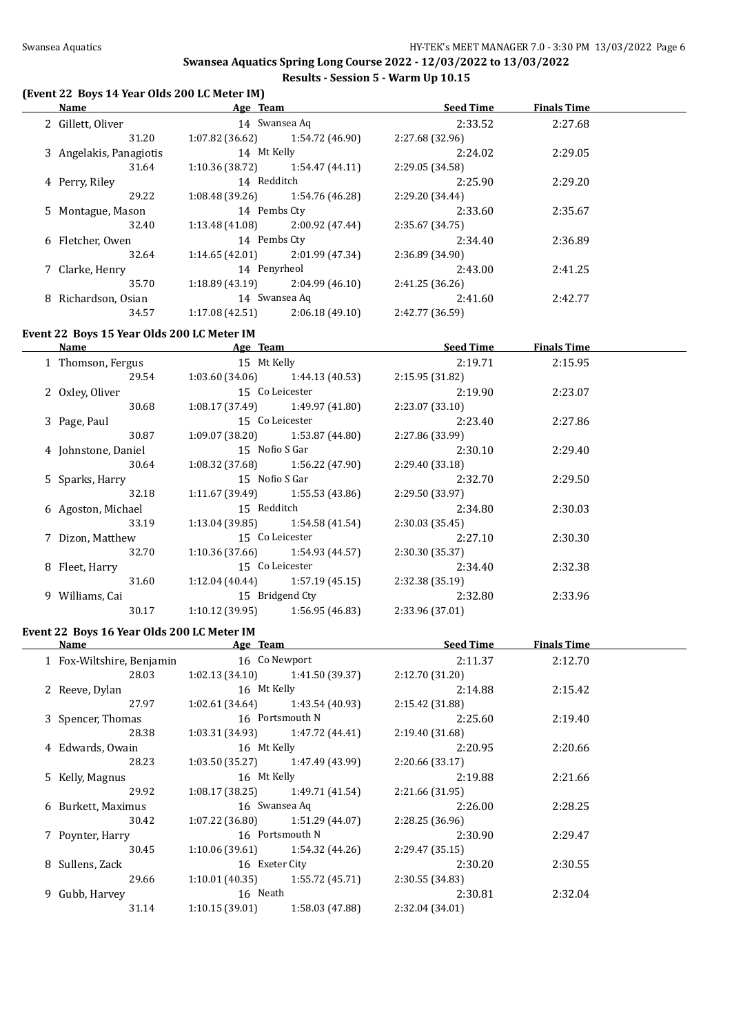Swansea Aquatics Spring Long Course 2022 - 12/03/2022 to 13/03/2022

Results - Session 5 - Warm Up 10.15

## (Event 22 Boys 14 Year Olds 200 LC Meter IM)

| | Name | Age | Team | Seed Time | Finals Time |
|---|---|---|---|---|---|
| 2 | Gillett, Oliver | 14 | Swansea Aq | 2:33.52 | 2:27.68 |
| | 31.20 | 1:07.82 (36.62) | 1:54.72 (46.90) | 2:27.68 (32.96) | |
| 3 | Angelakis, Panagiotis | 14 | Mt Kelly | 2:24.02 | 2:29.05 |
| | 31.64 | 1:10.36 (38.72) | 1:54.47 (44.11) | 2:29.05 (34.58) | |
| 4 | Perry, Riley | 14 | Redditch | 2:25.90 | 2:29.20 |
| | 29.22 | 1:08.48 (39.26) | 1:54.76 (46.28) | 2:29.20 (34.44) | |
| 5 | Montague, Mason | 14 | Pembs Cty | 2:33.60 | 2:35.67 |
| | 32.40 | 1:13.48 (41.08) | 2:00.92 (47.44) | 2:35.67 (34.75) | |
| 6 | Fletcher, Owen | 14 | Pembs Cty | 2:34.40 | 2:36.89 |
| | 32.64 | 1:14.65 (42.01) | 2:01.99 (47.34) | 2:36.89 (34.90) | |
| 7 | Clarke, Henry | 14 | Penyrheol | 2:43.00 | 2:41.25 |
| | 35.70 | 1:18.89 (43.19) | 2:04.99 (46.10) | 2:41.25 (36.26) | |
| 8 | Richardson, Osian | 14 | Swansea Aq | 2:41.60 | 2:42.77 |
| | 34.57 | 1:17.08 (42.51) | 2:06.18 (49.10) | 2:42.77 (36.59) | |

## Event 22 Boys 15 Year Olds 200 LC Meter IM

| | Name | Age | Team | Seed Time | Finals Time |
|---|---|---|---|---|---|
| 1 | Thomson, Fergus | 15 | Mt Kelly | 2:19.71 | 2:15.95 |
| | 29.54 | 1:03.60 (34.06) | 1:44.13 (40.53) | 2:15.95 (31.82) | |
| 2 | Oxley, Oliver | 15 | Co Leicester | 2:19.90 | 2:23.07 |
| | 30.68 | 1:08.17 (37.49) | 1:49.97 (41.80) | 2:23.07 (33.10) | |
| 3 | Page, Paul | 15 | Co Leicester | 2:23.40 | 2:27.86 |
| | 30.87 | 1:09.07 (38.20) | 1:53.87 (44.80) | 2:27.86 (33.99) | |
| 4 | Johnstone, Daniel | 15 | Nofio S Gar | 2:30.10 | 2:29.40 |
| | 30.64 | 1:08.32 (37.68) | 1:56.22 (47.90) | 2:29.40 (33.18) | |
| 5 | Sparks, Harry | 15 | Nofio S Gar | 2:32.70 | 2:29.50 |
| | 32.18 | 1:11.67 (39.49) | 1:55.53 (43.86) | 2:29.50 (33.97) | |
| 6 | Agoston, Michael | 15 | Redditch | 2:34.80 | 2:30.03 |
| | 33.19 | 1:13.04 (39.85) | 1:54.58 (41.54) | 2:30.03 (35.45) | |
| 7 | Dizon, Matthew | 15 | Co Leicester | 2:27.10 | 2:30.30 |
| | 32.70 | 1:10.36 (37.66) | 1:54.93 (44.57) | 2:30.30 (35.37) | |
| 8 | Fleet, Harry | 15 | Co Leicester | 2:34.40 | 2:32.38 |
| | 31.60 | 1:12.04 (40.44) | 1:57.19 (45.15) | 2:32.38 (35.19) | |
| 9 | Williams, Cai | 15 | Bridgend Cty | 2:32.80 | 2:33.96 |
| | 30.17 | 1:10.12 (39.95) | 1:56.95 (46.83) | 2:33.96 (37.01) | |

## Event 22 Boys 16 Year Olds 200 LC Meter IM

| | Name | Age | Team | Seed Time | Finals Time |
|---|---|---|---|---|---|
| 1 | Fox-Wiltshire, Benjamin | 16 | Co Newport | 2:11.37 | 2:12.70 |
| | 28.03 | 1:02.13 (34.10) | 1:41.50 (39.37) | 2:12.70 (31.20) | |
| 2 | Reeve, Dylan | 16 | Mt Kelly | 2:14.88 | 2:15.42 |
| | 27.97 | 1:02.61 (34.64) | 1:43.54 (40.93) | 2:15.42 (31.88) | |
| 3 | Spencer, Thomas | 16 | Portsmouth N | 2:25.60 | 2:19.40 |
| | 28.38 | 1:03.31 (34.93) | 1:47.72 (44.41) | 2:19.40 (31.68) | |
| 4 | Edwards, Owain | 16 | Mt Kelly | 2:20.95 | 2:20.66 |
| | 28.23 | 1:03.50 (35.27) | 1:47.49 (43.99) | 2:20.66 (33.17) | |
| 5 | Kelly, Magnus | 16 | Mt Kelly | 2:19.88 | 2:21.66 |
| | 29.92 | 1:08.17 (38.25) | 1:49.71 (41.54) | 2:21.66 (31.95) | |
| 6 | Burkett, Maximus | 16 | Swansea Aq | 2:26.00 | 2:28.25 |
| | 30.42 | 1:07.22 (36.80) | 1:51.29 (44.07) | 2:28.25 (36.96) | |
| 7 | Poynter, Harry | 16 | Portsmouth N | 2:30.90 | 2:29.47 |
| | 30.45 | 1:10.06 (39.61) | 1:54.32 (44.26) | 2:29.47 (35.15) | |
| 8 | Sullens, Zack | 16 | Exeter City | 2:30.20 | 2:30.55 |
| | 29.66 | 1:10.01 (40.35) | 1:55.72 (45.71) | 2:30.55 (34.83) | |
| 9 | Gubb, Harvey | 16 | Neath | 2:30.81 | 2:32.04 |
| | 31.14 | 1:10.15 (39.01) | 1:58.03 (47.88) | 2:32.04 (34.01) | |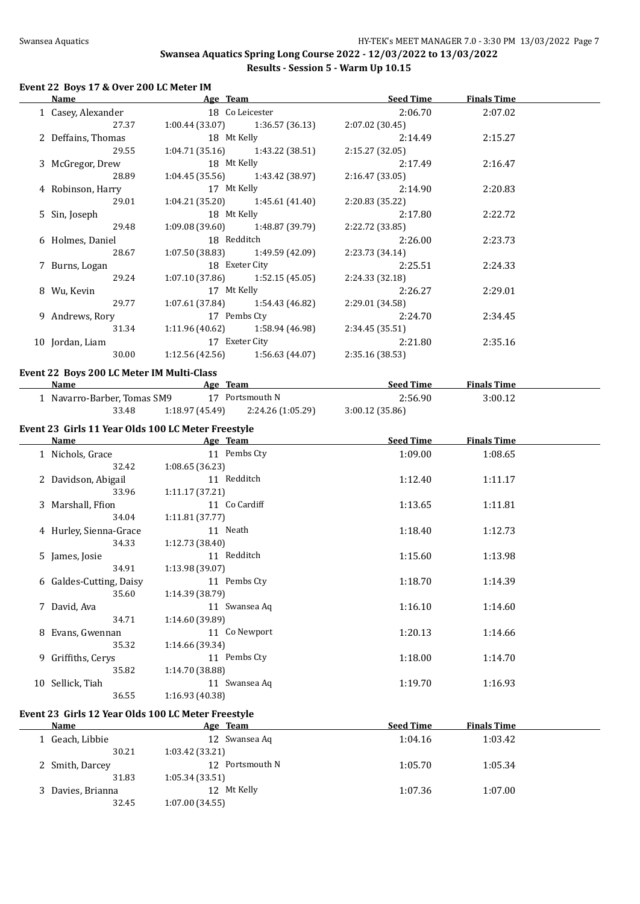## Swansea Aquatics Spring Long Course 2022 - 12/03/2022 to 13/03/2022

## Results - Session 5 - Warm Up 10.15

### Event 22 Boys 17 & Over 200 LC Meter IM

| | Name | Age | Team | Seed Time | Finals Time |
|---|---|---|---|---|---|
| 1 | Casey, Alexander | 18 | Co Leicester | 2:06.70 | 2:07.02 |
| | 27.37 | 1:00.44 (33.07) | 1:36.57 (36.13) | 2:07.02 (30.45) | |
| 2 | Deffains, Thomas | 18 | Mt Kelly | 2:14.49 | 2:15.27 |
| | 29.55 | 1:04.71 (35.16) | 1:43.22 (38.51) | 2:15.27 (32.05) | |
| 3 | McGregor, Drew | 18 | Mt Kelly | 2:17.49 | 2:16.47 |
| | 28.89 | 1:04.45 (35.56) | 1:43.42 (38.97) | 2:16.47 (33.05) | |
| 4 | Robinson, Harry | 17 | Mt Kelly | 2:14.90 | 2:20.83 |
| | 29.01 | 1:04.21 (35.20) | 1:45.61 (41.40) | 2:20.83 (35.22) | |
| 5 | Sin, Joseph | 18 | Mt Kelly | 2:17.80 | 2:22.72 |
| | 29.48 | 1:09.08 (39.60) | 1:48.87 (39.79) | 2:22.72 (33.85) | |
| 6 | Holmes, Daniel | 18 | Redditch | 2:26.00 | 2:23.73 |
| | 28.67 | 1:07.50 (38.83) | 1:49.59 (42.09) | 2:23.73 (34.14) | |
| 7 | Burns, Logan | 18 | Exeter City | 2:25.51 | 2:24.33 |
| | 29.24 | 1:07.10 (37.86) | 1:52.15 (45.05) | 2:24.33 (32.18) | |
| 8 | Wu, Kevin | 17 | Mt Kelly | 2:26.27 | 2:29.01 |
| | 29.77 | 1:07.61 (37.84) | 1:54.43 (46.82) | 2:29.01 (34.58) | |
| 9 | Andrews, Rory | 17 | Pembs Cty | 2:24.70 | 2:34.45 |
| | 31.34 | 1:11.96 (40.62) | 1:58.94 (46.98) | 2:34.45 (35.51) | |
| 10 | Jordan, Liam | 17 | Exeter City | 2:21.80 | 2:35.16 |
| | 30.00 | 1:12.56 (42.56) | 1:56.63 (44.07) | 2:35.16 (38.53) | |

### Event 22 Boys 200 LC Meter IM Multi-Class

| | Name | Age | Team | Seed Time | Finals Time |
|---|---|---|---|---|---|
| 1 | Navarro-Barber, Tomas SM9 | 17 | Portsmouth N | 2:56.90 | 3:00.12 |
| | 33.48 | 1:18.97 (45.49) | 2:24.26 (1:05.29) | 3:00.12 (35.86) | |

### Event 23 Girls 11 Year Olds 100 LC Meter Freestyle

| | Name | Age | Team | Seed Time | Finals Time |
|---|---|---|---|---|---|
| 1 | Nichols, Grace | 11 | Pembs Cty | 1:09.00 | 1:08.65 |
| | 32.42 | 1:08.65 (36.23) | | | |
| 2 | Davidson, Abigail | 11 | Redditch | 1:12.40 | 1:11.17 |
| | 33.96 | 1:11.17 (37.21) | | | |
| 3 | Marshall, Ffion | 11 | Co Cardiff | 1:13.65 | 1:11.81 |
| | 34.04 | 1:11.81 (37.77) | | | |
| 4 | Hurley, Sienna-Grace | 11 | Neath | 1:18.40 | 1:12.73 |
| | 34.33 | 1:12.73 (38.40) | | | |
| 5 | James, Josie | 11 | Redditch | 1:15.60 | 1:13.98 |
| | 34.91 | 1:13.98 (39.07) | | | |
| 6 | Galdes-Cutting, Daisy | 11 | Pembs Cty | 1:18.70 | 1:14.39 |
| | 35.60 | 1:14.39 (38.79) | | | |
| 7 | David, Ava | 11 | Swansea Aq | 1:16.10 | 1:14.60 |
| | 34.71 | 1:14.60 (39.89) | | | |
| 8 | Evans, Gwennan | 11 | Co Newport | 1:20.13 | 1:14.66 |
| | 35.32 | 1:14.66 (39.34) | | | |
| 9 | Griffiths, Cerys | 11 | Pembs Cty | 1:18.00 | 1:14.70 |
| | 35.82 | 1:14.70 (38.88) | | | |
| 10 | Sellick, Tiah | 11 | Swansea Aq | 1:19.70 | 1:16.93 |
| | 36.55 | 1:16.93 (40.38) | | | |

### Event 23 Girls 12 Year Olds 100 LC Meter Freestyle

| | Name | Age | Team | Seed Time | Finals Time |
|---|---|---|---|---|---|
| 1 | Geach, Libbie | 12 | Swansea Aq | 1:04.16 | 1:03.42 |
| | 30.21 | 1:03.42 (33.21) | | | |
| 2 | Smith, Darcey | 12 | Portsmouth N | 1:05.70 | 1:05.34 |
| | 31.83 | 1:05.34 (33.51) | | | |
| 3 | Davies, Brianna | 12 | Mt Kelly | 1:07.36 | 1:07.00 |
| | 32.45 | 1:07.00 (34.55) | | | |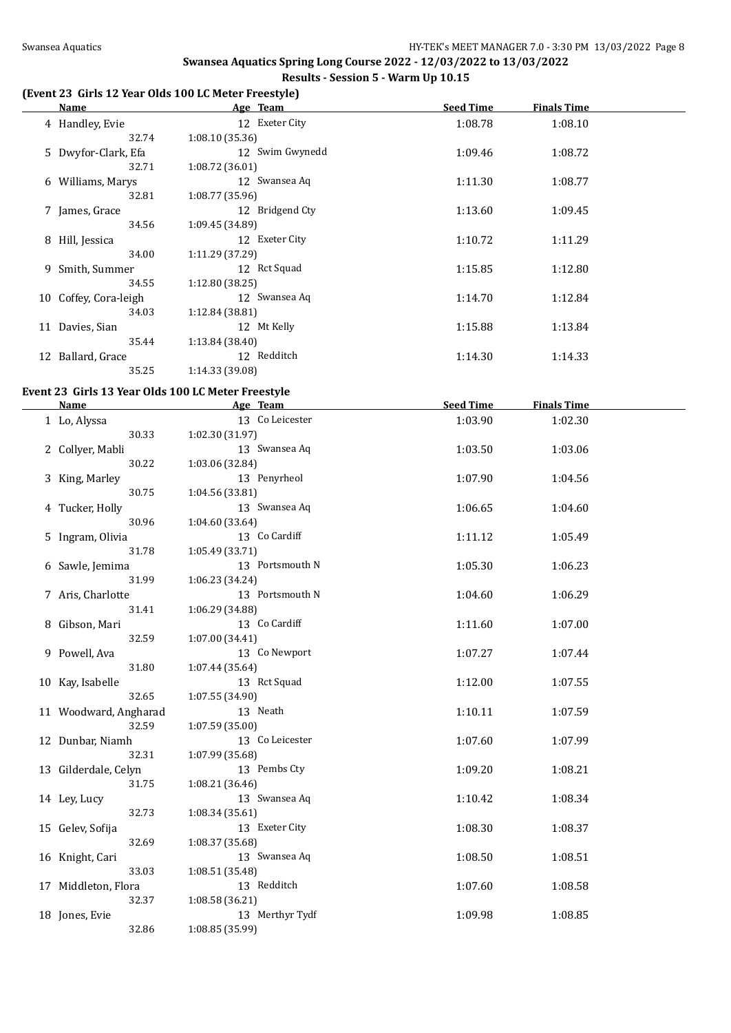## Swansea Aquatics Spring Long Course 2022 - 12/03/2022 to 13/03/2022

### Results - Session 5 - Warm Up 10.15

**(Event 23 Girls 12 Year Olds 100 LC Meter Freestyle)**

| | Name | Age | Team | Seed Time | Finals Time |
|---|---|---|---|---|---|
| 4 | Handley, Evie | 12 | Exeter City | 1:08.78 | 1:08.10 |
| | 32.74 | 1:08.10 (35.36) | | | |
| 5 | Dwyfor-Clark, Efa | 12 | Swim Gwynedd | 1:09.46 | 1:08.72 |
| | 32.71 | 1:08.72 (36.01) | | | |
| 6 | Williams, Marys | 12 | Swansea Aq | 1:11.30 | 1:08.77 |
| | 32.81 | 1:08.77 (35.96) | | | |
| 7 | James, Grace | 12 | Bridgend Cty | 1:13.60 | 1:09.45 |
| | 34.56 | 1:09.45 (34.89) | | | |
| 8 | Hill, Jessica | 12 | Exeter City | 1:10.72 | 1:11.29 |
| | 34.00 | 1:11.29 (37.29) | | | |
| 9 | Smith, Summer | 12 | Rct Squad | 1:15.85 | 1:12.80 |
| | 34.55 | 1:12.80 (38.25) | | | |
| 10 | Coffey, Cora-leigh | 12 | Swansea Aq | 1:14.70 | 1:12.84 |
| | 34.03 | 1:12.84 (38.81) | | | |
| 11 | Davies, Sian | 12 | Mt Kelly | 1:15.88 | 1:13.84 |
| | 35.44 | 1:13.84 (38.40) | | | |
| 12 | Ballard, Grace | 12 | Redditch | 1:14.30 | 1:14.33 |
| | 35.25 | 1:14.33 (39.08) | | | |

**Event 23 Girls 13 Year Olds 100 LC Meter Freestyle**

| | Name | Age | Team | Seed Time | Finals Time |
|---|---|---|---|---|---|
| 1 | Lo, Alyssa | 13 | Co Leicester | 1:03.90 | 1:02.30 |
| | 30.33 | 1:02.30 (31.97) | | | |
| 2 | Collyer, Mabli | 13 | Swansea Aq | 1:03.50 | 1:03.06 |
| | 30.22 | 1:03.06 (32.84) | | | |
| 3 | King, Marley | 13 | Penyrheol | 1:07.90 | 1:04.56 |
| | 30.75 | 1:04.56 (33.81) | | | |
| 4 | Tucker, Holly | 13 | Swansea Aq | 1:06.65 | 1:04.60 |
| | 30.96 | 1:04.60 (33.64) | | | |
| 5 | Ingram, Olivia | 13 | Co Cardiff | 1:11.12 | 1:05.49 |
| | 31.78 | 1:05.49 (33.71) | | | |
| 6 | Sawle, Jemima | 13 | Portsmouth N | 1:05.30 | 1:06.23 |
| | 31.99 | 1:06.23 (34.24) | | | |
| 7 | Aris, Charlotte | 13 | Portsmouth N | 1:04.60 | 1:06.29 |
| | 31.41 | 1:06.29 (34.88) | | | |
| 8 | Gibson, Mari | 13 | Co Cardiff | 1:11.60 | 1:07.00 |
| | 32.59 | 1:07.00 (34.41) | | | |
| 9 | Powell, Ava | 13 | Co Newport | 1:07.27 | 1:07.44 |
| | 31.80 | 1:07.44 (35.64) | | | |
| 10 | Kay, Isabelle | 13 | Rct Squad | 1:12.00 | 1:07.55 |
| | 32.65 | 1:07.55 (34.90) | | | |
| 11 | Woodward, Angharad | 13 | Neath | 1:10.11 | 1:07.59 |
| | 32.59 | 1:07.59 (35.00) | | | |
| 12 | Dunbar, Niamh | 13 | Co Leicester | 1:07.60 | 1:07.99 |
| | 32.31 | 1:07.99 (35.68) | | | |
| 13 | Gilderdale, Celyn | 13 | Pembs Cty | 1:09.20 | 1:08.21 |
| | 31.75 | 1:08.21 (36.46) | | | |
| 14 | Ley, Lucy | 13 | Swansea Aq | 1:10.42 | 1:08.34 |
| | 32.73 | 1:08.34 (35.61) | | | |
| 15 | Gelev, Sofija | 13 | Exeter City | 1:08.30 | 1:08.37 |
| | 32.69 | 1:08.37 (35.68) | | | |
| 16 | Knight, Cari | 13 | Swansea Aq | 1:08.50 | 1:08.51 |
| | 33.03 | 1:08.51 (35.48) | | | |
| 17 | Middleton, Flora | 13 | Redditch | 1:07.60 | 1:08.58 |
| | 32.37 | 1:08.58 (36.21) | | | |
| 18 | Jones, Evie | 13 | Merthyr Tydf | 1:09.98 | 1:08.85 |
| | 32.86 | 1:08.85 (35.99) | | | |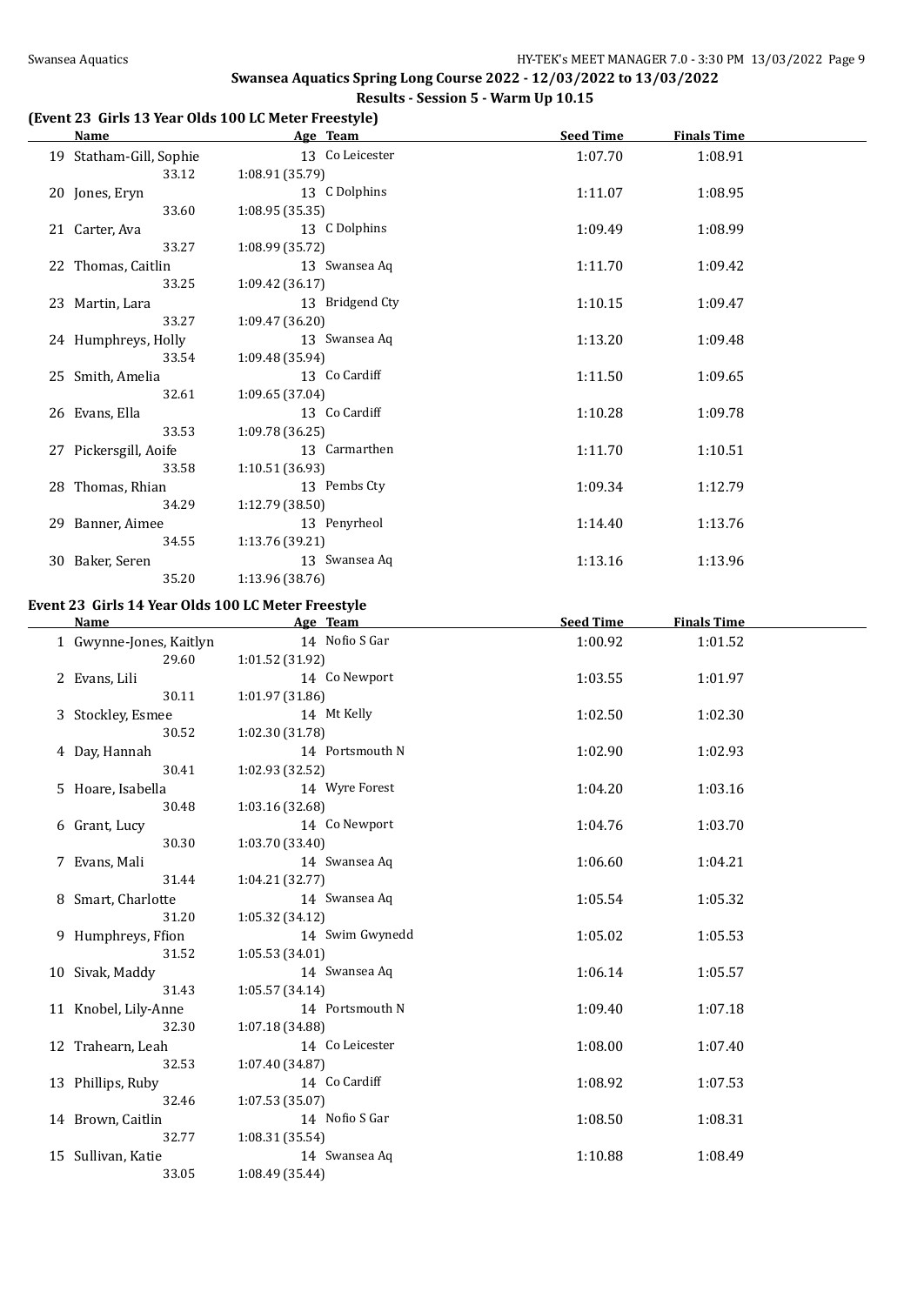## Swansea Aquatics Spring Long Course 2022 - 12/03/2022 to 13/03/2022

### Results - Session 5 - Warm Up 10.15

#### (Event 23 Girls 13 Year Olds 100 LC Meter Freestyle)

| | Name | Age | Team | Seed Time | Finals Time |
|---|---|---|---|---|---|
| 19 | Statham-Gill, Sophie | 13 | Co Leicester | 1:07.70 | 1:08.91 |
| | 33.12 | 1:08.91 (35.79) | | | |
| 20 | Jones, Eryn | 13 | C Dolphins | 1:11.07 | 1:08.95 |
| | 33.60 | 1:08.95 (35.35) | | | |
| 21 | Carter, Ava | 13 | C Dolphins | 1:09.49 | 1:08.99 |
| | 33.27 | 1:08.99 (35.72) | | | |
| 22 | Thomas, Caitlin | 13 | Swansea Aq | 1:11.70 | 1:09.42 |
| | 33.25 | 1:09.42 (36.17) | | | |
| 23 | Martin, Lara | 13 | Bridgend Cty | 1:10.15 | 1:09.47 |
| | 33.27 | 1:09.47 (36.20) | | | |
| 24 | Humphreys, Holly | 13 | Swansea Aq | 1:13.20 | 1:09.48 |
| | 33.54 | 1:09.48 (35.94) | | | |
| 25 | Smith, Amelia | 13 | Co Cardiff | 1:11.50 | 1:09.65 |
| | 32.61 | 1:09.65 (37.04) | | | |
| 26 | Evans, Ella | 13 | Co Cardiff | 1:10.28 | 1:09.78 |
| | 33.53 | 1:09.78 (36.25) | | | |
| 27 | Pickersgill, Aoife | 13 | Carmarthen | 1:11.70 | 1:10.51 |
| | 33.58 | 1:10.51 (36.93) | | | |
| 28 | Thomas, Rhian | 13 | Pembs Cty | 1:09.34 | 1:12.79 |
| | 34.29 | 1:12.79 (38.50) | | | |
| 29 | Banner, Aimee | 13 | Penyrheol | 1:14.40 | 1:13.76 |
| | 34.55 | 1:13.76 (39.21) | | | |
| 30 | Baker, Seren | 13 | Swansea Aq | 1:13.16 | 1:13.96 |
| | 35.20 | 1:13.96 (38.76) | | | |

#### Event 23 Girls 14 Year Olds 100 LC Meter Freestyle

| | Name | Age | Team | Seed Time | Finals Time |
|---|---|---|---|---|---|
| 1 | Gwynne-Jones, Kaitlyn | 14 | Nofio S Gar | 1:00.92 | 1:01.52 |
| | 29.60 | 1:01.52 (31.92) | | | |
| 2 | Evans, Lili | 14 | Co Newport | 1:03.55 | 1:01.97 |
| | 30.11 | 1:01.97 (31.86) | | | |
| 3 | Stockley, Esmee | 14 | Mt Kelly | 1:02.50 | 1:02.30 |
| | 30.52 | 1:02.30 (31.78) | | | |
| 4 | Day, Hannah | 14 | Portsmouth N | 1:02.90 | 1:02.93 |
| | 30.41 | 1:02.93 (32.52) | | | |
| 5 | Hoare, Isabella | 14 | Wyre Forest | 1:04.20 | 1:03.16 |
| | 30.48 | 1:03.16 (32.68) | | | |
| 6 | Grant, Lucy | 14 | Co Newport | 1:04.76 | 1:03.70 |
| | 30.30 | 1:03.70 (33.40) | | | |
| 7 | Evans, Mali | 14 | Swansea Aq | 1:06.60 | 1:04.21 |
| | 31.44 | 1:04.21 (32.77) | | | |
| 8 | Smart, Charlotte | 14 | Swansea Aq | 1:05.54 | 1:05.32 |
| | 31.20 | 1:05.32 (34.12) | | | |
| 9 | Humphreys, Ffion | 14 | Swim Gwynedd | 1:05.02 | 1:05.53 |
| | 31.52 | 1:05.53 (34.01) | | | |
| 10 | Sivak, Maddy | 14 | Swansea Aq | 1:06.14 | 1:05.57 |
| | 31.43 | 1:05.57 (34.14) | | | |
| 11 | Knobel, Lily-Anne | 14 | Portsmouth N | 1:09.40 | 1:07.18 |
| | 32.30 | 1:07.18 (34.88) | | | |
| 12 | Trahearn, Leah | 14 | Co Leicester | 1:08.00 | 1:07.40 |
| | 32.53 | 1:07.40 (34.87) | | | |
| 13 | Phillips, Ruby | 14 | Co Cardiff | 1:08.92 | 1:07.53 |
| | 32.46 | 1:07.53 (35.07) | | | |
| 14 | Brown, Caitlin | 14 | Nofio S Gar | 1:08.50 | 1:08.31 |
| | 32.77 | 1:08.31 (35.54) | | | |
| 15 | Sullivan, Katie | 14 | Swansea Aq | 1:10.88 | 1:08.49 |
| | 33.05 | 1:08.49 (35.44) | | | |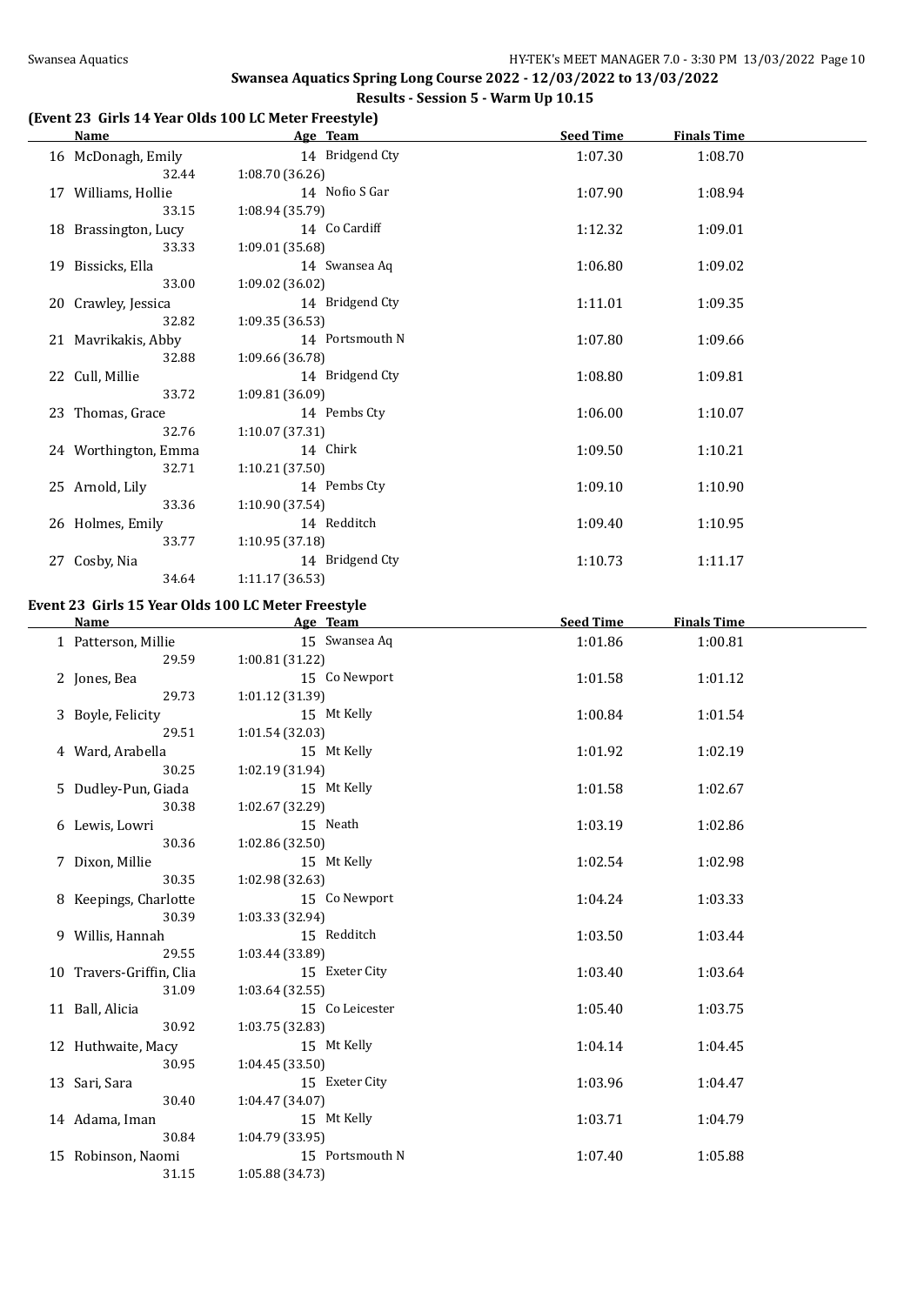## Swansea Aquatics Spring Long Course 2022 - 12/03/2022 to 13/03/2022

### Results - Session 5 - Warm Up 10.15

**(Event 23 Girls 14 Year Olds 100 LC Meter Freestyle)**

| | Name | Age | Team | Seed Time | Finals Time |
|---|---|---|---|---|---|
| 16 | McDonagh, Emily | 14 | Bridgend Cty | 1:07.30 | 1:08.70 |
| | 32.44 | 1:08.70 (36.26) | | | |
| 17 | Williams, Hollie | 14 | Nofio S Gar | 1:07.90 | 1:08.94 |
| | 33.15 | 1:08.94 (35.79) | | | |
| 18 | Brassington, Lucy | 14 | Co Cardiff | 1:12.32 | 1:09.01 |
| | 33.33 | 1:09.01 (35.68) | | | |
| 19 | Bissicks, Ella | 14 | Swansea Aq | 1:06.80 | 1:09.02 |
| | 33.00 | 1:09.02 (36.02) | | | |
| 20 | Crawley, Jessica | 14 | Bridgend Cty | 1:11.01 | 1:09.35 |
| | 32.82 | 1:09.35 (36.53) | | | |
| 21 | Mavrikakis, Abby | 14 | Portsmouth N | 1:07.80 | 1:09.66 |
| | 32.88 | 1:09.66 (36.78) | | | |
| 22 | Cull, Millie | 14 | Bridgend Cty | 1:08.80 | 1:09.81 |
| | 33.72 | 1:09.81 (36.09) | | | |
| 23 | Thomas, Grace | 14 | Pembs Cty | 1:06.00 | 1:10.07 |
| | 32.76 | 1:10.07 (37.31) | | | |
| 24 | Worthington, Emma | 14 | Chirk | 1:09.50 | 1:10.21 |
| | 32.71 | 1:10.21 (37.50) | | | |
| 25 | Arnold, Lily | 14 | Pembs Cty | 1:09.10 | 1:10.90 |
| | 33.36 | 1:10.90 (37.54) | | | |
| 26 | Holmes, Emily | 14 | Redditch | 1:09.40 | 1:10.95 |
| | 33.77 | 1:10.95 (37.18) | | | |
| 27 | Cosby, Nia | 14 | Bridgend Cty | 1:10.73 | 1:11.17 |
| | 34.64 | 1:11.17 (36.53) | | | |

**Event 23 Girls 15 Year Olds 100 LC Meter Freestyle**

| | Name | Age | Team | Seed Time | Finals Time |
|---|---|---|---|---|---|
| 1 | Patterson, Millie | 15 | Swansea Aq | 1:01.86 | 1:00.81 |
| | 29.59 | 1:00.81 (31.22) | | | |
| 2 | Jones, Bea | 15 | Co Newport | 1:01.58 | 1:01.12 |
| | 29.73 | 1:01.12 (31.39) | | | |
| 3 | Boyle, Felicity | 15 | Mt Kelly | 1:00.84 | 1:01.54 |
| | 29.51 | 1:01.54 (32.03) | | | |
| 4 | Ward, Arabella | 15 | Mt Kelly | 1:01.92 | 1:02.19 |
| | 30.25 | 1:02.19 (31.94) | | | |
| 5 | Dudley-Pun, Giada | 15 | Mt Kelly | 1:01.58 | 1:02.67 |
| | 30.38 | 1:02.67 (32.29) | | | |
| 6 | Lewis, Lowri | 15 | Neath | 1:03.19 | 1:02.86 |
| | 30.36 | 1:02.86 (32.50) | | | |
| 7 | Dixon, Millie | 15 | Mt Kelly | 1:02.54 | 1:02.98 |
| | 30.35 | 1:02.98 (32.63) | | | |
| 8 | Keepings, Charlotte | 15 | Co Newport | 1:04.24 | 1:03.33 |
| | 30.39 | 1:03.33 (32.94) | | | |
| 9 | Willis, Hannah | 15 | Redditch | 1:03.50 | 1:03.44 |
| | 29.55 | 1:03.44 (33.89) | | | |
| 10 | Travers-Griffin, Clia | 15 | Exeter City | 1:03.40 | 1:03.64 |
| | 31.09 | 1:03.64 (32.55) | | | |
| 11 | Ball, Alicia | 15 | Co Leicester | 1:05.40 | 1:03.75 |
| | 30.92 | 1:03.75 (32.83) | | | |
| 12 | Huthwaite, Macy | 15 | Mt Kelly | 1:04.14 | 1:04.45 |
| | 30.95 | 1:04.45 (33.50) | | | |
| 13 | Sari, Sara | 15 | Exeter City | 1:03.96 | 1:04.47 |
| | 30.40 | 1:04.47 (34.07) | | | |
| 14 | Adama, Iman | 15 | Mt Kelly | 1:03.71 | 1:04.79 |
| | 30.84 | 1:04.79 (33.95) | | | |
| 15 | Robinson, Naomi | 15 | Portsmouth N | 1:07.40 | 1:05.88 |
| | 31.15 | 1:05.88 (34.73) | | | |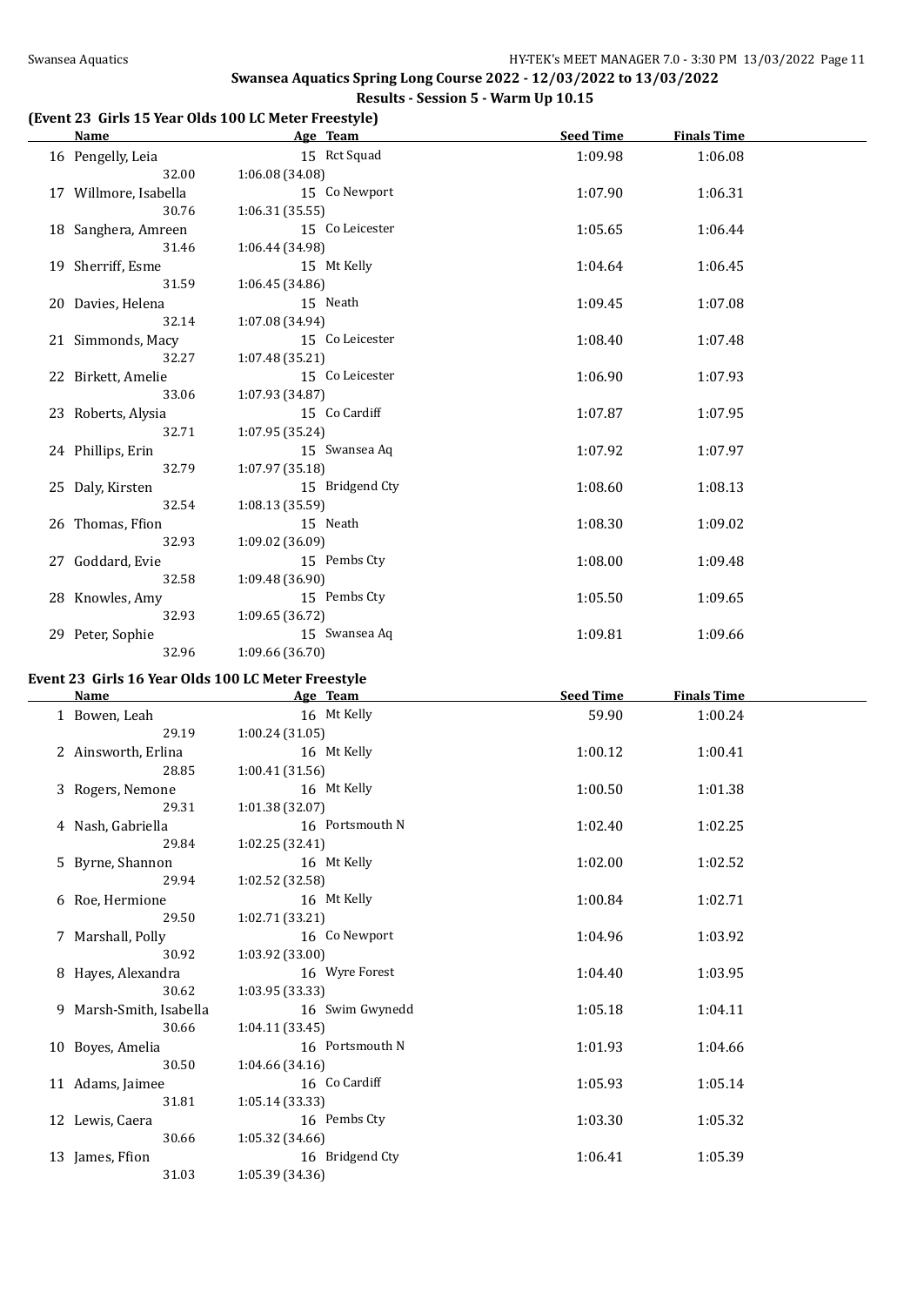**Swansea Aquatics Spring Long Course 2022 - 12/03/2022 to 13/03/2022**

**Results - Session 5 - Warm Up 10.15**

### (Event 23 Girls 15 Year Olds 100 LC Meter Freestyle)

| Name | Age | Team | Seed Time | Finals Time |
|---|---|---|---|---|
| 16 Pengelly, Leia | 15 | Rct Squad | 1:09.98 | 1:06.08 |
| 32.00 | 1:06.08 (34.08) | | | |
| 17 Willmore, Isabella | 15 | Co Newport | 1:07.90 | 1:06.31 |
| 30.76 | 1:06.31 (35.55) | | | |
| 18 Sanghera, Amreen | 15 | Co Leicester | 1:05.65 | 1:06.44 |
| 31.46 | 1:06.44 (34.98) | | | |
| 19 Sherriff, Esme | 15 | Mt Kelly | 1:04.64 | 1:06.45 |
| 31.59 | 1:06.45 (34.86) | | | |
| 20 Davies, Helena | 15 | Neath | 1:09.45 | 1:07.08 |
| 32.14 | 1:07.08 (34.94) | | | |
| 21 Simmonds, Macy | 15 | Co Leicester | 1:08.40 | 1:07.48 |
| 32.27 | 1:07.48 (35.21) | | | |
| 22 Birkett, Amelie | 15 | Co Leicester | 1:06.90 | 1:07.93 |
| 33.06 | 1:07.93 (34.87) | | | |
| 23 Roberts, Alysia | 15 | Co Cardiff | 1:07.87 | 1:07.95 |
| 32.71 | 1:07.95 (35.24) | | | |
| 24 Phillips, Erin | 15 | Swansea Aq | 1:07.92 | 1:07.97 |
| 32.79 | 1:07.97 (35.18) | | | |
| 25 Daly, Kirsten | 15 | Bridgend Cty | 1:08.60 | 1:08.13 |
| 32.54 | 1:08.13 (35.59) | | | |
| 26 Thomas, Ffion | 15 | Neath | 1:08.30 | 1:09.02 |
| 32.93 | 1:09.02 (36.09) | | | |
| 27 Goddard, Evie | 15 | Pembs Cty | 1:08.00 | 1:09.48 |
| 32.58 | 1:09.48 (36.90) | | | |
| 28 Knowles, Amy | 15 | Pembs Cty | 1:05.50 | 1:09.65 |
| 32.93 | 1:09.65 (36.72) | | | |
| 29 Peter, Sophie | 15 | Swansea Aq | 1:09.81 | 1:09.66 |
| 32.96 | 1:09.66 (36.70) | | | |

### Event 23 Girls 16 Year Olds 100 LC Meter Freestyle

| Name | Age | Team | Seed Time | Finals Time |
|---|---|---|---|---|
| 1 Bowen, Leah | 16 | Mt Kelly | 59.90 | 1:00.24 |
| 29.19 | 1:00.24 (31.05) | | | |
| 2 Ainsworth, Erlina | 16 | Mt Kelly | 1:00.12 | 1:00.41 |
| 28.85 | 1:00.41 (31.56) | | | |
| 3 Rogers, Nemone | 16 | Mt Kelly | 1:00.50 | 1:01.38 |
| 29.31 | 1:01.38 (32.07) | | | |
| 4 Nash, Gabriella | 16 | Portsmouth N | 1:02.40 | 1:02.25 |
| 29.84 | 1:02.25 (32.41) | | | |
| 5 Byrne, Shannon | 16 | Mt Kelly | 1:02.00 | 1:02.52 |
| 29.94 | 1:02.52 (32.58) | | | |
| 6 Roe, Hermione | 16 | Mt Kelly | 1:00.84 | 1:02.71 |
| 29.50 | 1:02.71 (33.21) | | | |
| 7 Marshall, Polly | 16 | Co Newport | 1:04.96 | 1:03.92 |
| 30.92 | 1:03.92 (33.00) | | | |
| 8 Hayes, Alexandra | 16 | Wyre Forest | 1:04.40 | 1:03.95 |
| 30.62 | 1:03.95 (33.33) | | | |
| 9 Marsh-Smith, Isabella | 16 | Swim Gwynedd | 1:05.18 | 1:04.11 |
| 30.66 | 1:04.11 (33.45) | | | |
| 10 Boyes, Amelia | 16 | Portsmouth N | 1:01.93 | 1:04.66 |
| 30.50 | 1:04.66 (34.16) | | | |
| 11 Adams, Jaimee | 16 | Co Cardiff | 1:05.93 | 1:05.14 |
| 31.81 | 1:05.14 (33.33) | | | |
| 12 Lewis, Caera | 16 | Pembs Cty | 1:03.30 | 1:05.32 |
| 30.66 | 1:05.32 (34.66) | | | |
| 13 James, Ffion | 16 | Bridgend Cty | 1:06.41 | 1:05.39 |
| 31.03 | 1:05.39 (34.36) | | | |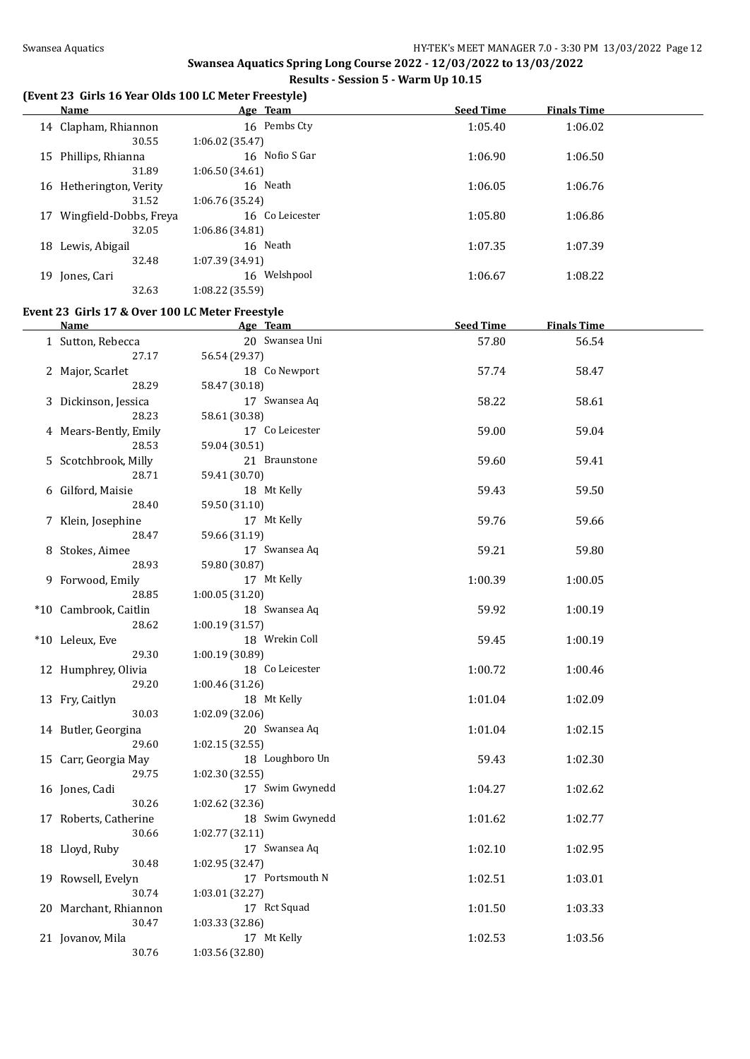## Swansea Aquatics Spring Long Course 2022 - 12/03/2022 to 13/03/2022

### Results - Session 5 - Warm Up 10.15

**(Event 23 Girls 16 Year Olds 100 LC Meter Freestyle)**

| | Name | Age | Team | Seed Time | Finals Time |
|---|---|---|---|---|---|
| 14 | Clapham, Rhiannon | 16 | Pembs Cty | 1:05.40 | 1:06.02 |
| | 30.55 | 1:06.02 (35.47) | | | |
| 15 | Phillips, Rhianna | 16 | Nofio S Gar | 1:06.90 | 1:06.50 |
| | 31.89 | 1:06.50 (34.61) | | | |
| 16 | Hetherington, Verity | 16 | Neath | 1:06.05 | 1:06.76 |
| | 31.52 | 1:06.76 (35.24) | | | |
| 17 | Wingfield-Dobbs, Freya | 16 | Co Leicester | 1:05.80 | 1:06.86 |
| | 32.05 | 1:06.86 (34.81) | | | |
| 18 | Lewis, Abigail | 16 | Neath | 1:07.35 | 1:07.39 |
| | 32.48 | 1:07.39 (34.91) | | | |
| 19 | Jones, Cari | 16 | Welshpool | 1:06.67 | 1:08.22 |
| | 32.63 | 1:08.22 (35.59) | | | |

**Event 23 Girls 17 & Over 100 LC Meter Freestyle**

| | Name | Age | Team | Seed Time | Finals Time |
|---|---|---|---|---|---|
| 1 | Sutton, Rebecca | 20 | Swansea Uni | 57.80 | 56.54 |
| | 27.17 | 56.54 (29.37) | | | |
| 2 | Major, Scarlet | 18 | Co Newport | 57.74 | 58.47 |
| | 28.29 | 58.47 (30.18) | | | |
| 3 | Dickinson, Jessica | 17 | Swansea Aq | 58.22 | 58.61 |
| | 28.23 | 58.61 (30.38) | | | |
| 4 | Mears-Bently, Emily | 17 | Co Leicester | 59.00 | 59.04 |
| | 28.53 | 59.04 (30.51) | | | |
| 5 | Scotchbrook, Milly | 21 | Braunstone | 59.60 | 59.41 |
| | 28.71 | 59.41 (30.70) | | | |
| 6 | Gilford, Maisie | 18 | Mt Kelly | 59.43 | 59.50 |
| | 28.40 | 59.50 (31.10) | | | |
| 7 | Klein, Josephine | 17 | Mt Kelly | 59.76 | 59.66 |
| | 28.47 | 59.66 (31.19) | | | |
| 8 | Stokes, Aimee | 17 | Swansea Aq | 59.21 | 59.80 |
| | 28.93 | 59.80 (30.87) | | | |
| 9 | Forwood, Emily | 17 | Mt Kelly | 1:00.39 | 1:00.05 |
| | 28.85 | 1:00.05 (31.20) | | | |
| *10 | Cambrook, Caitlin | 18 | Swansea Aq | 59.92 | 1:00.19 |
| | 28.62 | 1:00.19 (31.57) | | | |
| *10 | Leleux, Eve | 18 | Wrekin Coll | 59.45 | 1:00.19 |
| | 29.30 | 1:00.19 (30.89) | | | |
| 12 | Humphrey, Olivia | 18 | Co Leicester | 1:00.72 | 1:00.46 |
| | 29.20 | 1:00.46 (31.26) | | | |
| 13 | Fry, Caitlyn | 18 | Mt Kelly | 1:01.04 | 1:02.09 |
| | 30.03 | 1:02.09 (32.06) | | | |
| 14 | Butler, Georgina | 20 | Swansea Aq | 1:01.04 | 1:02.15 |
| | 29.60 | 1:02.15 (32.55) | | | |
| 15 | Carr, Georgia May | 18 | Loughboro Un | 59.43 | 1:02.30 |
| | 29.75 | 1:02.30 (32.55) | | | |
| 16 | Jones, Cadi | 17 | Swim Gwynedd | 1:04.27 | 1:02.62 |
| | 30.26 | 1:02.62 (32.36) | | | |
| 17 | Roberts, Catherine | 18 | Swim Gwynedd | 1:01.62 | 1:02.77 |
| | 30.66 | 1:02.77 (32.11) | | | |
| 18 | Lloyd, Ruby | 17 | Swansea Aq | 1:02.10 | 1:02.95 |
| | 30.48 | 1:02.95 (32.47) | | | |
| 19 | Rowsell, Evelyn | 17 | Portsmouth N | 1:02.51 | 1:03.01 |
| | 30.74 | 1:03.01 (32.27) | | | |
| 20 | Marchant, Rhiannon | 17 | Rct Squad | 1:01.50 | 1:03.33 |
| | 30.47 | 1:03.33 (32.86) | | | |
| 21 | Jovanov, Mila | 17 | Mt Kelly | 1:02.53 | 1:03.56 |
| | 30.76 | 1:03.56 (32.80) | | | |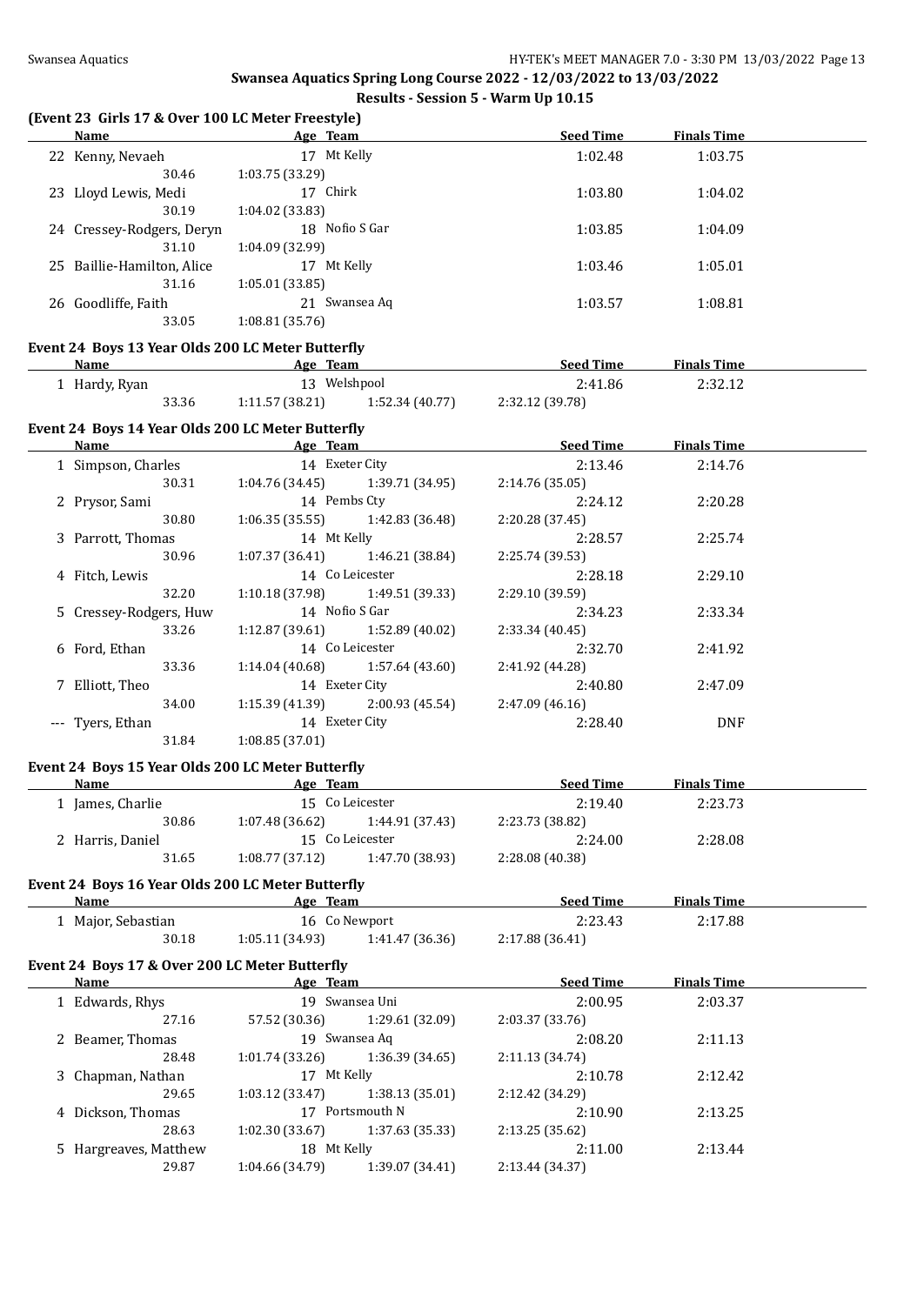Swansea Aquatics Spring Long Course 2022 - 12/03/2022 to 13/03/2022

Results - Session 5 - Warm Up 10.15

### (Event 23 Girls 17 & Over 100 LC Meter Freestyle)

| | Name | Age | Team | | Seed Time | Finals Time |
|---|---|---|---|---|---|---|
| 22 | Kenny, Nevaeh | 17 | Mt Kelly | | 1:02.48 | 1:03.75 |
| | 30.46 | 1:03.75 (33.29) | | | | |
| 23 | Lloyd Lewis, Medi | 17 | Chirk | | 1:03.80 | 1:04.02 |
| | 30.19 | 1:04.02 (33.83) | | | | |
| 24 | Cressey-Rodgers, Deryn | 18 | Nofio S Gar | | 1:03.85 | 1:04.09 |
| | 31.10 | 1:04.09 (32.99) | | | | |
| 25 | Baillie-Hamilton, Alice | 17 | Mt Kelly | | 1:03.46 | 1:05.01 |
| | 31.16 | 1:05.01 (33.85) | | | | |
| 26 | Goodliffe, Faith | 21 | Swansea Aq | | 1:03.57 | 1:08.81 |
| | 33.05 | 1:08.81 (35.76) | | | | |

### Event 24 Boys 13 Year Olds 200 LC Meter Butterfly

| | Name | Age | Team | | Seed Time | Finals Time |
|---|---|---|---|---|---|---|
| 1 | Hardy, Ryan | 13 | Welshpool | | 2:41.86 | 2:32.12 |
| | 33.36 | 1:11.57 (38.21) | 1:52.34 (40.77) | 2:32.12 (39.78) | | |

### Event 24 Boys 14 Year Olds 200 LC Meter Butterfly

| | Name | Age | Team | | Seed Time | Finals Time |
|---|---|---|---|---|---|---|
| 1 | Simpson, Charles | 14 | Exeter City | | 2:13.46 | 2:14.76 |
| | 30.31 | 1:04.76 (34.45) | 1:39.71 (34.95) | 2:14.76 (35.05) | | |
| 2 | Prysor, Sami | 14 | Pembs Cty | | 2:24.12 | 2:20.28 |
| | 30.80 | 1:06.35 (35.55) | 1:42.83 (36.48) | 2:20.28 (37.45) | | |
| 3 | Parrott, Thomas | 14 | Mt Kelly | | 2:28.57 | 2:25.74 |
| | 30.96 | 1:07.37 (36.41) | 1:46.21 (38.84) | 2:25.74 (39.53) | | |
| 4 | Fitch, Lewis | 14 | Co Leicester | | 2:28.18 | 2:29.10 |
| | 32.20 | 1:10.18 (37.98) | 1:49.51 (39.33) | 2:29.10 (39.59) | | |
| 5 | Cressey-Rodgers, Huw | 14 | Nofio S Gar | | 2:34.23 | 2:33.34 |
| | 33.26 | 1:12.87 (39.61) | 1:52.89 (40.02) | 2:33.34 (40.45) | | |
| 6 | Ford, Ethan | 14 | Co Leicester | | 2:32.70 | 2:41.92 |
| | 33.36 | 1:14.04 (40.68) | 1:57.64 (43.60) | 2:41.92 (44.28) | | |
| 7 | Elliott, Theo | 14 | Exeter City | | 2:40.80 | 2:47.09 |
| | 34.00 | 1:15.39 (41.39) | 2:00.93 (45.54) | 2:47.09 (46.16) | | |
| --- | Tyers, Ethan | 14 | Exeter City | | 2:28.40 | DNF |
| | 31.84 | 1:08.85 (37.01) | | | | |

### Event 24 Boys 15 Year Olds 200 LC Meter Butterfly

| | Name | Age | Team | | Seed Time | Finals Time |
|---|---|---|---|---|---|---|
| 1 | James, Charlie | 15 | Co Leicester | | 2:19.40 | 2:23.73 |
| | 30.86 | 1:07.48 (36.62) | 1:44.91 (37.43) | 2:23.73 (38.82) | | |
| 2 | Harris, Daniel | 15 | Co Leicester | | 2:24.00 | 2:28.08 |
| | 31.65 | 1:08.77 (37.12) | 1:47.70 (38.93) | 2:28.08 (40.38) | | |

### Event 24 Boys 16 Year Olds 200 LC Meter Butterfly

| | Name | Age | Team | | Seed Time | Finals Time |
|---|---|---|---|---|---|---|
| 1 | Major, Sebastian | 16 | Co Newport | | 2:23.43 | 2:17.88 |
| | 30.18 | 1:05.11 (34.93) | 1:41.47 (36.36) | 2:17.88 (36.41) | | |

### Event 24 Boys 17 & Over 200 LC Meter Butterfly

| | Name | Age | Team | | Seed Time | Finals Time |
|---|---|---|---|---|---|---|
| 1 | Edwards, Rhys | 19 | Swansea Uni | | 2:00.95 | 2:03.37 |
| | 27.16 | 57.52 (30.36) | 1:29.61 (32.09) | 2:03.37 (33.76) | | |
| 2 | Beamer, Thomas | 19 | Swansea Aq | | 2:08.20 | 2:11.13 |
| | 28.48 | 1:01.74 (33.26) | 1:36.39 (34.65) | 2:11.13 (34.74) | | |
| 3 | Chapman, Nathan | 17 | Mt Kelly | | 2:10.78 | 2:12.42 |
| | 29.65 | 1:03.12 (33.47) | 1:38.13 (35.01) | 2:12.42 (34.29) | | |
| 4 | Dickson, Thomas | 17 | Portsmouth N | | 2:10.90 | 2:13.25 |
| | 28.63 | 1:02.30 (33.67) | 1:37.63 (35.33) | 2:13.25 (35.62) | | |
| 5 | Hargreaves, Matthew | 18 | Mt Kelly | | 2:11.00 | 2:13.44 |
| | 29.87 | 1:04.66 (34.79) | 1:39.07 (34.41) | 2:13.44 (34.37) | | |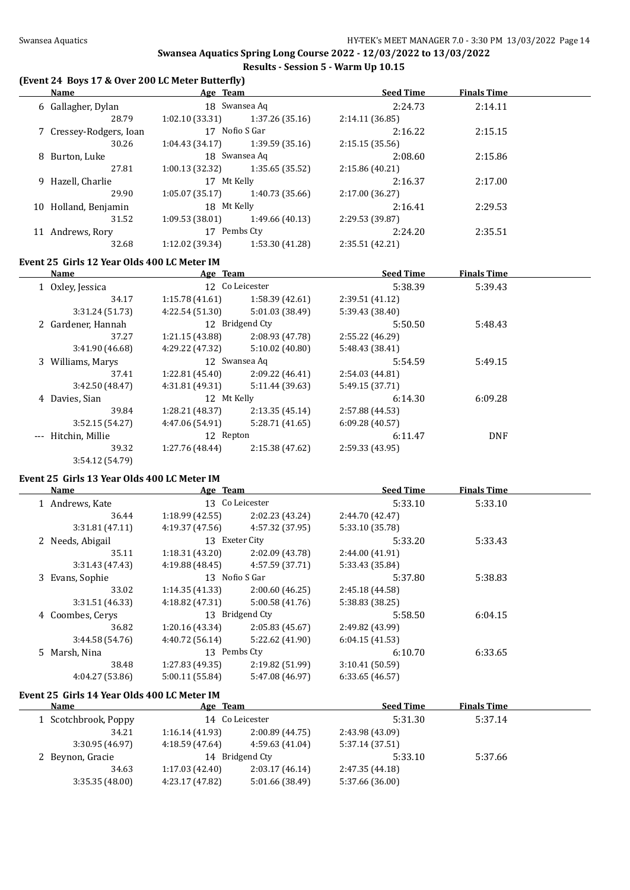# Swansea Aquatics Spring Long Course 2022 - 12/03/2022 to 13/03/2022

## Results - Session 5 - Warm Up 10.15

### (Event 24 Boys 17 & Over 200 LC Meter Butterfly)

| | Name | Age | Team | Seed Time | Finals Time |
|---|---|---|---|---|---|
| 6 | Gallagher, Dylan | 18 | Swansea Aq | 2:24.73 | 2:14.11 |
| | 28.79 | 1:02.10 (33.31) | 1:37.26 (35.16) | 2:14.11 (36.85) | |
| 7 | Cressey-Rodgers, Ioan | 17 | Nofio S Gar | 2:16.22 | 2:15.15 |
| | 30.26 | 1:04.43 (34.17) | 1:39.59 (35.16) | 2:15.15 (35.56) | |
| 8 | Burton, Luke | 18 | Swansea Aq | 2:08.60 | 2:15.86 |
| | 27.81 | 1:00.13 (32.32) | 1:35.65 (35.52) | 2:15.86 (40.21) | |
| 9 | Hazell, Charlie | 17 | Mt Kelly | 2:16.37 | 2:17.00 |
| | 29.90 | 1:05.07 (35.17) | 1:40.73 (35.66) | 2:17.00 (36.27) | |
| 10 | Holland, Benjamin | 18 | Mt Kelly | 2:16.41 | 2:29.53 |
| | 31.52 | 1:09.53 (38.01) | 1:49.66 (40.13) | 2:29.53 (39.87) | |
| 11 | Andrews, Rory | 17 | Pembs Cty | 2:24.20 | 2:35.51 |
| | 32.68 | 1:12.02 (39.34) | 1:53.30 (41.28) | 2:35.51 (42.21) | |

### Event 25 Girls 12 Year Olds 400 LC Meter IM

| | Name | Age | Team | Seed Time | Finals Time |
|---|---|---|---|---|---|
| 1 | Oxley, Jessica | 12 | Co Leicester | 5:38.39 | 5:39.43 |
| | 34.17 | 1:15.78 (41.61) | 1:58.39 (42.61) | 2:39.51 (41.12) | |
| | 3:31.24 (51.73) | 4:22.54 (51.30) | 5:01.03 (38.49) | 5:39.43 (38.40) | |
| 2 | Gardener, Hannah | 12 | Bridgend Cty | 5:50.50 | 5:48.43 |
| | 37.27 | 1:21.15 (43.88) | 2:08.93 (47.78) | 2:55.22 (46.29) | |
| | 3:41.90 (46.68) | 4:29.22 (47.32) | 5:10.02 (40.80) | 5:48.43 (38.41) | |
| 3 | Williams, Marys | 12 | Swansea Aq | 5:54.59 | 5:49.15 |
| | 37.41 | 1:22.81 (45.40) | 2:09.22 (46.41) | 2:54.03 (44.81) | |
| | 3:42.50 (48.47) | 4:31.81 (49.31) | 5:11.44 (39.63) | 5:49.15 (37.71) | |
| 4 | Davies, Sian | 12 | Mt Kelly | 6:14.30 | 6:09.28 |
| | 39.84 | 1:28.21 (48.37) | 2:13.35 (45.14) | 2:57.88 (44.53) | |
| | 3:52.15 (54.27) | 4:47.06 (54.91) | 5:28.71 (41.65) | 6:09.28 (40.57) | |
| --- | Hitchin, Millie | 12 | Repton | 6:11.47 | DNF |
| | 39.32 | 1:27.76 (48.44) | 2:15.38 (47.62) | 2:59.33 (43.95) | |
| | 3:54.12 (54.79) | | | | |

### Event 25 Girls 13 Year Olds 400 LC Meter IM

| | Name | Age | Team | Seed Time | Finals Time |
|---|---|---|---|---|---|
| 1 | Andrews, Kate | 13 | Co Leicester | 5:33.10 | 5:33.10 |
| | 36.44 | 1:18.99 (42.55) | 2:02.23 (43.24) | 2:44.70 (42.47) | |
| | 3:31.81 (47.11) | 4:19.37 (47.56) | 4:57.32 (37.95) | 5:33.10 (35.78) | |
| 2 | Needs, Abigail | 13 | Exeter City | 5:33.20 | 5:33.43 |
| | 35.11 | 1:18.31 (43.20) | 2:02.09 (43.78) | 2:44.00 (41.91) | |
| | 3:31.43 (47.43) | 4:19.88 (48.45) | 4:57.59 (37.71) | 5:33.43 (35.84) | |
| 3 | Evans, Sophie | 13 | Nofio S Gar | 5:37.80 | 5:38.83 |
| | 33.02 | 1:14.35 (41.33) | 2:00.60 (46.25) | 2:45.18 (44.58) | |
| | 3:31.51 (46.33) | 4:18.82 (47.31) | 5:00.58 (41.76) | 5:38.83 (38.25) | |
| 4 | Coombes, Cerys | 13 | Bridgend Cty | 5:58.50 | 6:04.15 |
| | 36.82 | 1:20.16 (43.34) | 2:05.83 (45.67) | 2:49.82 (43.99) | |
| | 3:44.58 (54.76) | 4:40.72 (56.14) | 5:22.62 (41.90) | 6:04.15 (41.53) | |
| 5 | Marsh, Nina | 13 | Pembs Cty | 6:10.70 | 6:33.65 |
| | 38.48 | 1:27.83 (49.35) | 2:19.82 (51.99) | 3:10.41 (50.59) | |
| | 4:04.27 (53.86) | 5:00.11 (55.84) | 5:47.08 (46.97) | 6:33.65 (46.57) | |

### Event 25 Girls 14 Year Olds 400 LC Meter IM

| | Name | Age | Team | Seed Time | Finals Time |
|---|---|---|---|---|---|
| 1 | Scotchbrook, Poppy | 14 | Co Leicester | 5:31.30 | 5:37.14 |
| | 34.21 | 1:16.14 (41.93) | 2:00.89 (44.75) | 2:43.98 (43.09) | |
| | 3:30.95 (46.97) | 4:18.59 (47.64) | 4:59.63 (41.04) | 5:37.14 (37.51) | |
| 2 | Beynon, Gracie | 14 | Bridgend Cty | 5:33.10 | 5:37.66 |
| | 34.63 | 1:17.03 (42.40) | 2:03.17 (46.14) | 2:47.35 (44.18) | |
| | 3:35.35 (48.00) | 4:23.17 (47.82) | 5:01.66 (38.49) | 5:37.66 (36.00) | |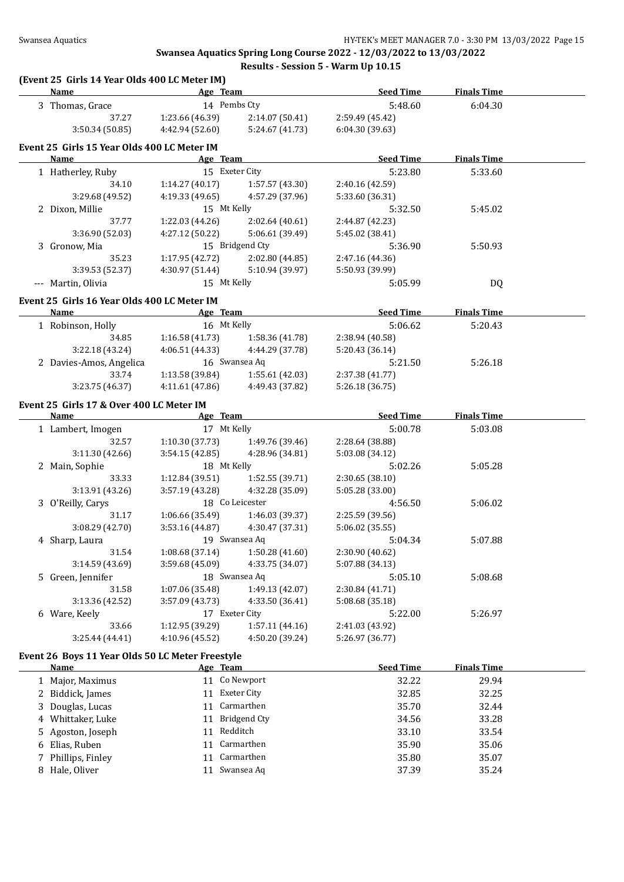## Swansea Aquatics Spring Long Course 2022 - 12/03/2022 to 13/03/2022

### Results - Session 5 - Warm Up 10.15

**(Event 25 Girls 14 Year Olds 400 LC Meter IM)**

| | Name | Age | Team | Seed Time | Finals Time |
|---|---|---|---|---|---|
| 3 | Thomas, Grace | 14 | Pembs Cty | 5:48.60 | 6:04.30 |
| | 37.27 | 1:23.66 (46.39) | 2:14.07 (50.41) | 2:59.49 (45.42) | |
| | 3:50.34 (50.85) | 4:42.94 (52.60) | 5:24.67 (41.73) | 6:04.30 (39.63) | |

**Event 25 Girls 15 Year Olds 400 LC Meter IM**

| | Name | Age | Team | Seed Time | Finals Time |
|---|---|---|---|---|---|
| 1 | Hatherley, Ruby | 15 | Exeter City | 5:23.80 | 5:33.60 |
| | 34.10 | 1:14.27 (40.17) | 1:57.57 (43.30) | 2:40.16 (42.59) | |
| | 3:29.68 (49.52) | 4:19.33 (49.65) | 4:57.29 (37.96) | 5:33.60 (36.31) | |
| 2 | Dixon, Millie | 15 | Mt Kelly | 5:32.50 | 5:45.02 |
| | 37.77 | 1:22.03 (44.26) | 2:02.64 (40.61) | 2:44.87 (42.23) | |
| | 3:36.90 (52.03) | 4:27.12 (50.22) | 5:06.61 (39.49) | 5:45.02 (38.41) | |
| 3 | Gronow, Mia | 15 | Bridgend Cty | 5:36.90 | 5:50.93 |
| | 35.23 | 1:17.95 (42.72) | 2:02.80 (44.85) | 2:47.16 (44.36) | |
| | 3:39.53 (52.37) | 4:30.97 (51.44) | 5:10.94 (39.97) | 5:50.93 (39.99) | |
| --- | Martin, Olivia | 15 | Mt Kelly | 5:05.99 | DQ |

**Event 25 Girls 16 Year Olds 400 LC Meter IM**

| | Name | Age | Team | Seed Time | Finals Time |
|---|---|---|---|---|---|
| 1 | Robinson, Holly | 16 | Mt Kelly | 5:06.62 | 5:20.43 |
| | 34.85 | 1:16.58 (41.73) | 1:58.36 (41.78) | 2:38.94 (40.58) | |
| | 3:22.18 (43.24) | 4:06.51 (44.33) | 4:44.29 (37.78) | 5:20.43 (36.14) | |
| 2 | Davies-Amos, Angelica | 16 | Swansea Aq | 5:21.50 | 5:26.18 |
| | 33.74 | 1:13.58 (39.84) | 1:55.61 (42.03) | 2:37.38 (41.77) | |
| | 3:23.75 (46.37) | 4:11.61 (47.86) | 4:49.43 (37.82) | 5:26.18 (36.75) | |

**Event 25 Girls 17 & Over 400 LC Meter IM**

| | Name | Age | Team | Seed Time | Finals Time |
|---|---|---|---|---|---|
| 1 | Lambert, Imogen | 17 | Mt Kelly | 5:00.78 | 5:03.08 |
| | 32.57 | 1:10.30 (37.73) | 1:49.76 (39.46) | 2:28.64 (38.88) | |
| | 3:11.30 (42.66) | 3:54.15 (42.85) | 4:28.96 (34.81) | 5:03.08 (34.12) | |
| 2 | Main, Sophie | 18 | Mt Kelly | 5:02.26 | 5:05.28 |
| | 33.33 | 1:12.84 (39.51) | 1:52.55 (39.71) | 2:30.65 (38.10) | |
| | 3:13.91 (43.26) | 3:57.19 (43.28) | 4:32.28 (35.09) | 5:05.28 (33.00) | |
| 3 | O'Reilly, Carys | 18 | Co Leicester | 4:56.50 | 5:06.02 |
| | 31.17 | 1:06.66 (35.49) | 1:46.03 (39.37) | 2:25.59 (39.56) | |
| | 3:08.29 (42.70) | 3:53.16 (44.87) | 4:30.47 (37.31) | 5:06.02 (35.55) | |
| 4 | Sharp, Laura | 19 | Swansea Aq | 5:04.34 | 5:07.88 |
| | 31.54 | 1:08.68 (37.14) | 1:50.28 (41.60) | 2:30.90 (40.62) | |
| | 3:14.59 (43.69) | 3:59.68 (45.09) | 4:33.75 (34.07) | 5:07.88 (34.13) | |
| 5 | Green, Jennifer | 18 | Swansea Aq | 5:05.10 | 5:08.68 |
| | 31.58 | 1:07.06 (35.48) | 1:49.13 (42.07) | 2:30.84 (41.71) | |
| | 3:13.36 (42.52) | 3:57.09 (43.73) | 4:33.50 (36.41) | 5:08.68 (35.18) | |
| 6 | Ware, Keely | 17 | Exeter City | 5:22.00 | 5:26.97 |
| | 33.66 | 1:12.95 (39.29) | 1:57.11 (44.16) | 2:41.03 (43.92) | |
| | 3:25.44 (44.41) | 4:10.96 (45.52) | 4:50.20 (39.24) | 5:26.97 (36.77) | |

**Event 26 Boys 11 Year Olds 50 LC Meter Freestyle**

| | Name | Age | Team | Seed Time | Finals Time |
|---|---|---|---|---|---|
| 1 | Major, Maximus | 11 | Co Newport | 32.22 | 29.94 |
| 2 | Biddick, James | 11 | Exeter City | 32.85 | 32.25 |
| 3 | Douglas, Lucas | 11 | Carmarthen | 35.70 | 32.44 |
| 4 | Whittaker, Luke | 11 | Bridgend Cty | 34.56 | 33.28 |
| 5 | Agoston, Joseph | 11 | Redditch | 33.10 | 33.54 |
| 6 | Elias, Ruben | 11 | Carmarthen | 35.90 | 35.06 |
| 7 | Phillips, Finley | 11 | Carmarthen | 35.80 | 35.07 |
| 8 | Hale, Oliver | 11 | Swansea Aq | 37.39 | 35.24 |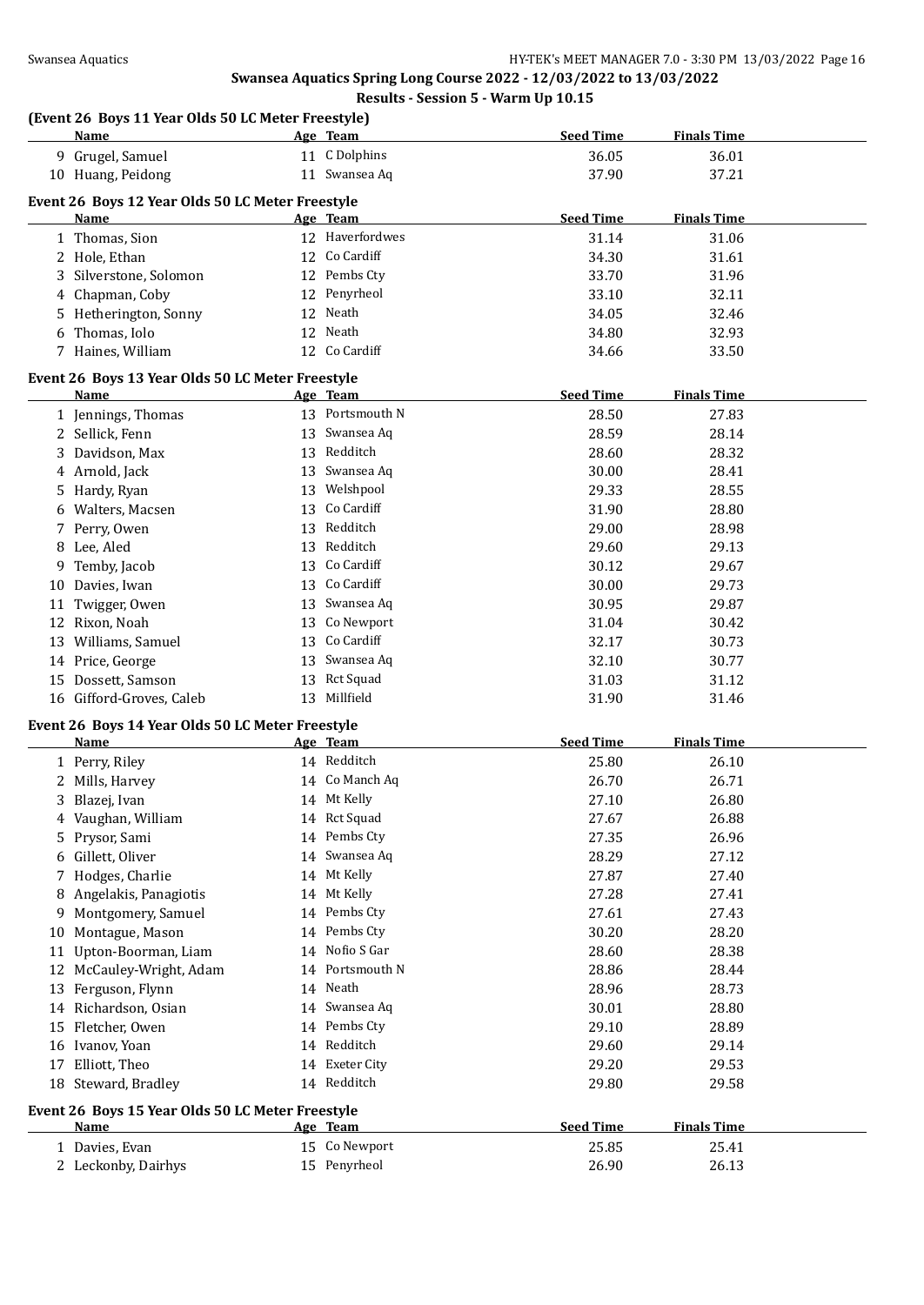## Swansea Aquatics Spring Long Course 2022 - 12/03/2022 to 13/03/2022

## Results - Session 5 - Warm Up 10.15

### (Event 26 Boys 11 Year Olds 50 LC Meter Freestyle)

| | Name | Age | Team | Seed Time | Finals Time |
|---|---|---|---|---|---|
| 9 | Grugel, Samuel | 11 | C Dolphins | 36.05 | 36.01 |
| 10 | Huang, Peidong | 11 | Swansea Aq | 37.90 | 37.21 |

### Event 26 Boys 12 Year Olds 50 LC Meter Freestyle

| | Name | Age | Team | Seed Time | Finals Time |
|---|---|---|---|---|---|
| 1 | Thomas, Sion | 12 | Haverfordwes | 31.14 | 31.06 |
| 2 | Hole, Ethan | 12 | Co Cardiff | 34.30 | 31.61 |
| 3 | Silverstone, Solomon | 12 | Pembs Cty | 33.70 | 31.96 |
| 4 | Chapman, Coby | 12 | Penyrheol | 33.10 | 32.11 |
| 5 | Hetherington, Sonny | 12 | Neath | 34.05 | 32.46 |
| 6 | Thomas, Iolo | 12 | Neath | 34.80 | 32.93 |
| 7 | Haines, William | 12 | Co Cardiff | 34.66 | 33.50 |

### Event 26 Boys 13 Year Olds 50 LC Meter Freestyle

| | Name | Age | Team | Seed Time | Finals Time |
|---|---|---|---|---|---|
| 1 | Jennings, Thomas | 13 | Portsmouth N | 28.50 | 27.83 |
| 2 | Sellick, Fenn | 13 | Swansea Aq | 28.59 | 28.14 |
| 3 | Davidson, Max | 13 | Redditch | 28.60 | 28.32 |
| 4 | Arnold, Jack | 13 | Swansea Aq | 30.00 | 28.41 |
| 5 | Hardy, Ryan | 13 | Welshpool | 29.33 | 28.55 |
| 6 | Walters, Macsen | 13 | Co Cardiff | 31.90 | 28.80 |
| 7 | Perry, Owen | 13 | Redditch | 29.00 | 28.98 |
| 8 | Lee, Aled | 13 | Redditch | 29.60 | 29.13 |
| 9 | Temby, Jacob | 13 | Co Cardiff | 30.12 | 29.67 |
| 10 | Davies, Iwan | 13 | Co Cardiff | 30.00 | 29.73 |
| 11 | Twigger, Owen | 13 | Swansea Aq | 30.95 | 29.87 |
| 12 | Rixon, Noah | 13 | Co Newport | 31.04 | 30.42 |
| 13 | Williams, Samuel | 13 | Co Cardiff | 32.17 | 30.73 |
| 14 | Price, George | 13 | Swansea Aq | 32.10 | 30.77 |
| 15 | Dossett, Samson | 13 | Rct Squad | 31.03 | 31.12 |
| 16 | Gifford-Groves, Caleb | 13 | Millfield | 31.90 | 31.46 |

### Event 26 Boys 14 Year Olds 50 LC Meter Freestyle

| | Name | Age | Team | Seed Time | Finals Time |
|---|---|---|---|---|---|
| 1 | Perry, Riley | 14 | Redditch | 25.80 | 26.10 |
| 2 | Mills, Harvey | 14 | Co Manch Aq | 26.70 | 26.71 |
| 3 | Blazej, Ivan | 14 | Mt Kelly | 27.10 | 26.80 |
| 4 | Vaughan, William | 14 | Rct Squad | 27.67 | 26.88 |
| 5 | Prysor, Sami | 14 | Pembs Cty | 27.35 | 26.96 |
| 6 | Gillett, Oliver | 14 | Swansea Aq | 28.29 | 27.12 |
| 7 | Hodges, Charlie | 14 | Mt Kelly | 27.87 | 27.40 |
| 8 | Angelakis, Panagiotis | 14 | Mt Kelly | 27.28 | 27.41 |
| 9 | Montgomery, Samuel | 14 | Pembs Cty | 27.61 | 27.43 |
| 10 | Montague, Mason | 14 | Pembs Cty | 30.20 | 28.20 |
| 11 | Upton-Boorman, Liam | 14 | Nofio S Gar | 28.60 | 28.38 |
| 12 | McCauley-Wright, Adam | 14 | Portsmouth N | 28.86 | 28.44 |
| 13 | Ferguson, Flynn | 14 | Neath | 28.96 | 28.73 |
| 14 | Richardson, Osian | 14 | Swansea Aq | 30.01 | 28.80 |
| 15 | Fletcher, Owen | 14 | Pembs Cty | 29.10 | 28.89 |
| 16 | Ivanov, Yoan | 14 | Redditch | 29.60 | 29.14 |
| 17 | Elliott, Theo | 14 | Exeter City | 29.20 | 29.53 |
| 18 | Steward, Bradley | 14 | Redditch | 29.80 | 29.58 |

### Event 26 Boys 15 Year Olds 50 LC Meter Freestyle

| | Name | Age | Team | Seed Time | Finals Time |
|---|---|---|---|---|---|
| 1 | Davies, Evan | 15 | Co Newport | 25.85 | 25.41 |
| 2 | Leckonby, Dairhys | 15 | Penyrheol | 26.90 | 26.13 |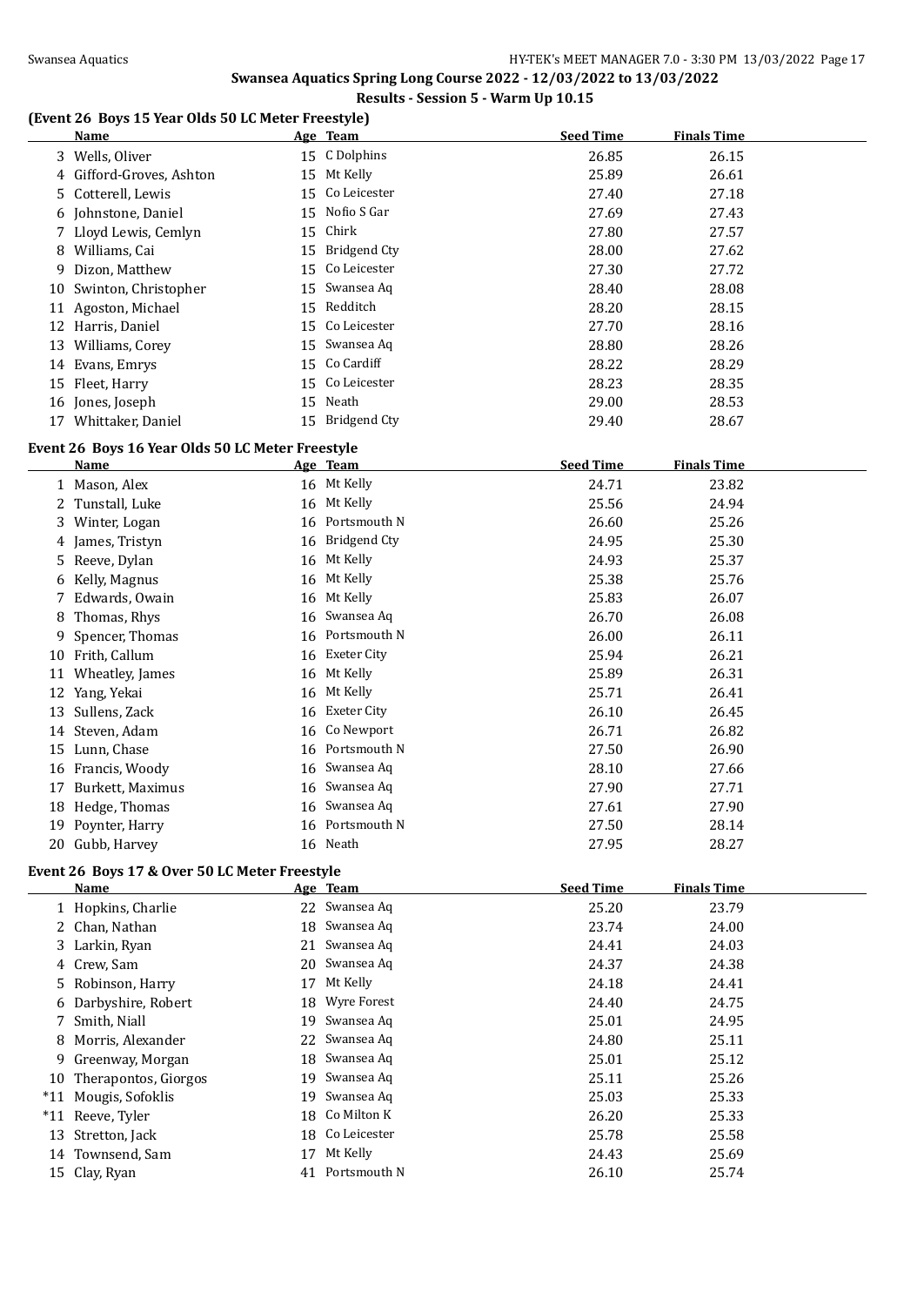## Swansea Aquatics Spring Long Course 2022 - 12/03/2022 to 13/03/2022

### Results - Session 5 - Warm Up 10.15

#### (Event 26 Boys 15 Year Olds 50 LC Meter Freestyle)

| | Name | Age | Team | Seed Time | Finals Time |
|---|---|---|---|---|---|
| 3 | Wells, Oliver | 15 | C Dolphins | 26.85 | 26.15 |
| 4 | Gifford-Groves, Ashton | 15 | Mt Kelly | 25.89 | 26.61 |
| 5 | Cotterell, Lewis | 15 | Co Leicester | 27.40 | 27.18 |
| 6 | Johnstone, Daniel | 15 | Nofio S Gar | 27.69 | 27.43 |
| 7 | Lloyd Lewis, Cemlyn | 15 | Chirk | 27.80 | 27.57 |
| 8 | Williams, Cai | 15 | Bridgend Cty | 28.00 | 27.62 |
| 9 | Dizon, Matthew | 15 | Co Leicester | 27.30 | 27.72 |
| 10 | Swinton, Christopher | 15 | Swansea Aq | 28.40 | 28.08 |
| 11 | Agoston, Michael | 15 | Redditch | 28.20 | 28.15 |
| 12 | Harris, Daniel | 15 | Co Leicester | 27.70 | 28.16 |
| 13 | Williams, Corey | 15 | Swansea Aq | 28.80 | 28.26 |
| 14 | Evans, Emrys | 15 | Co Cardiff | 28.22 | 28.29 |
| 15 | Fleet, Harry | 15 | Co Leicester | 28.23 | 28.35 |
| 16 | Jones, Joseph | 15 | Neath | 29.00 | 28.53 |
| 17 | Whittaker, Daniel | 15 | Bridgend Cty | 29.40 | 28.67 |

#### Event 26 Boys 16 Year Olds 50 LC Meter Freestyle

| | Name | Age | Team | Seed Time | Finals Time |
|---|---|---|---|---|---|
| 1 | Mason, Alex | 16 | Mt Kelly | 24.71 | 23.82 |
| 2 | Tunstall, Luke | 16 | Mt Kelly | 25.56 | 24.94 |
| 3 | Winter, Logan | 16 | Portsmouth N | 26.60 | 25.26 |
| 4 | James, Tristyn | 16 | Bridgend Cty | 24.95 | 25.30 |
| 5 | Reeve, Dylan | 16 | Mt Kelly | 24.93 | 25.37 |
| 6 | Kelly, Magnus | 16 | Mt Kelly | 25.38 | 25.76 |
| 7 | Edwards, Owain | 16 | Mt Kelly | 25.83 | 26.07 |
| 8 | Thomas, Rhys | 16 | Swansea Aq | 26.70 | 26.08 |
| 9 | Spencer, Thomas | 16 | Portsmouth N | 26.00 | 26.11 |
| 10 | Frith, Callum | 16 | Exeter City | 25.94 | 26.21 |
| 11 | Wheatley, James | 16 | Mt Kelly | 25.89 | 26.31 |
| 12 | Yang, Yekai | 16 | Mt Kelly | 25.71 | 26.41 |
| 13 | Sullens, Zack | 16 | Exeter City | 26.10 | 26.45 |
| 14 | Steven, Adam | 16 | Co Newport | 26.71 | 26.82 |
| 15 | Lunn, Chase | 16 | Portsmouth N | 27.50 | 26.90 |
| 16 | Francis, Woody | 16 | Swansea Aq | 28.10 | 27.66 |
| 17 | Burkett, Maximus | 16 | Swansea Aq | 27.90 | 27.71 |
| 18 | Hedge, Thomas | 16 | Swansea Aq | 27.61 | 27.90 |
| 19 | Poynter, Harry | 16 | Portsmouth N | 27.50 | 28.14 |
| 20 | Gubb, Harvey | 16 | Neath | 27.95 | 28.27 |

#### Event 26 Boys 17 & Over 50 LC Meter Freestyle

| | Name | Age | Team | Seed Time | Finals Time |
|---|---|---|---|---|---|
| 1 | Hopkins, Charlie | 22 | Swansea Aq | 25.20 | 23.79 |
| 2 | Chan, Nathan | 18 | Swansea Aq | 23.74 | 24.00 |
| 3 | Larkin, Ryan | 21 | Swansea Aq | 24.41 | 24.03 |
| 4 | Crew, Sam | 20 | Swansea Aq | 24.37 | 24.38 |
| 5 | Robinson, Harry | 17 | Mt Kelly | 24.18 | 24.41 |
| 6 | Darbyshire, Robert | 18 | Wyre Forest | 24.40 | 24.75 |
| 7 | Smith, Niall | 19 | Swansea Aq | 25.01 | 24.95 |
| 8 | Morris, Alexander | 22 | Swansea Aq | 24.80 | 25.11 |
| 9 | Greenway, Morgan | 18 | Swansea Aq | 25.01 | 25.12 |
| 10 | Therapontos, Giorgos | 19 | Swansea Aq | 25.11 | 25.26 |
| *11 | Mougis, Sofoklis | 19 | Swansea Aq | 25.03 | 25.33 |
| *11 | Reeve, Tyler | 18 | Co Milton K | 26.20 | 25.33 |
| 13 | Stretton, Jack | 18 | Co Leicester | 25.78 | 25.58 |
| 14 | Townsend, Sam | 17 | Mt Kelly | 24.43 | 25.69 |
| 15 | Clay, Ryan | 41 | Portsmouth N | 26.10 | 25.74 |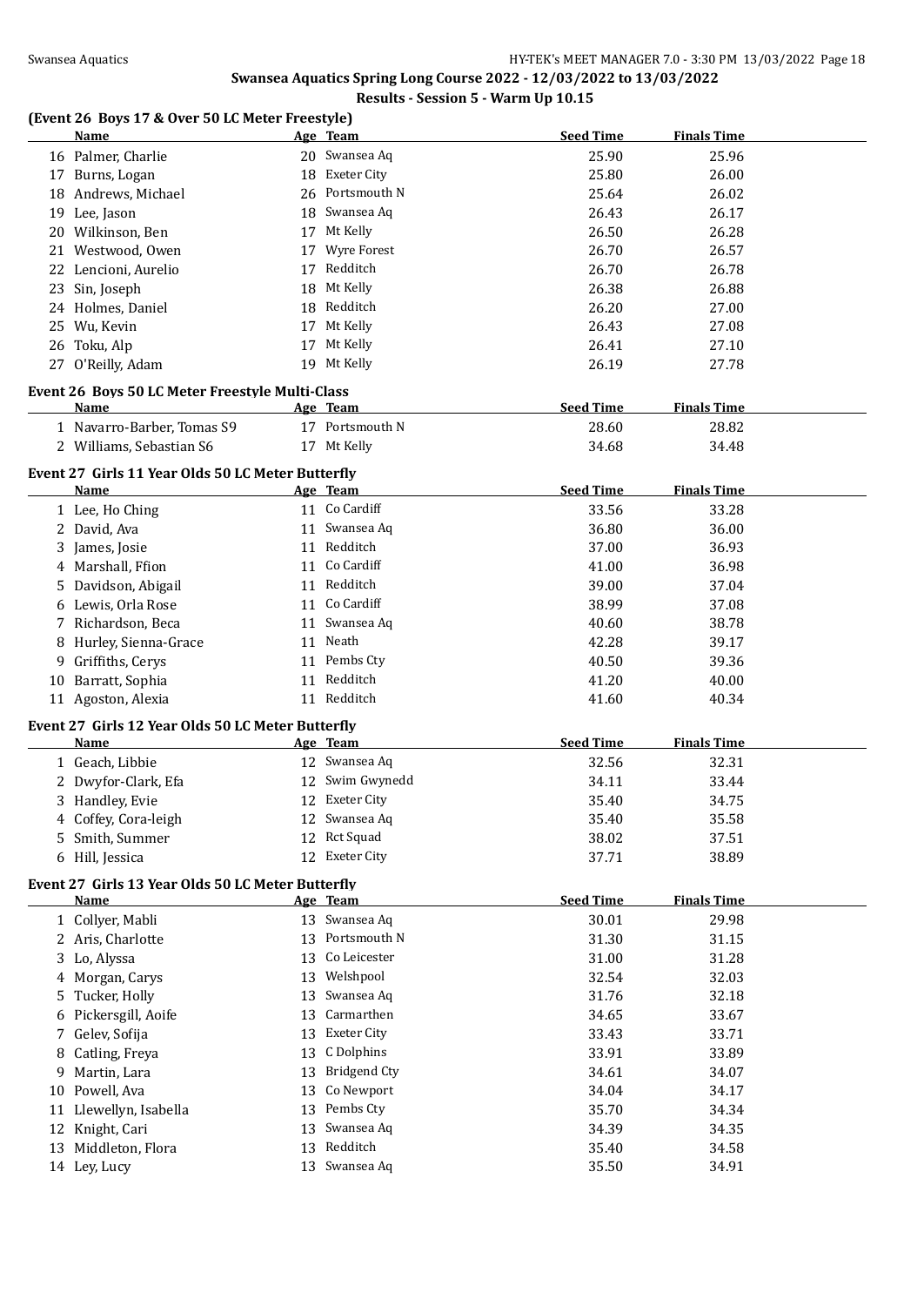## Swansea Aquatics Spring Long Course 2022 - 12/03/2022 to 13/03/2022

### Results - Session 5 - Warm Up 10.15

### (Event 26 Boys 17 & Over 50 LC Meter Freestyle)

| | Name | Age | Team | Seed Time | Finals Time |
|---|---|---|---|---|---|
| 16 | Palmer, Charlie | 20 | Swansea Aq | 25.90 | 25.96 |
| 17 | Burns, Logan | 18 | Exeter City | 25.80 | 26.00 |
| 18 | Andrews, Michael | 26 | Portsmouth N | 25.64 | 26.02 |
| 19 | Lee, Jason | 18 | Swansea Aq | 26.43 | 26.17 |
| 20 | Wilkinson, Ben | 17 | Mt Kelly | 26.50 | 26.28 |
| 21 | Westwood, Owen | 17 | Wyre Forest | 26.70 | 26.57 |
| 22 | Lencioni, Aurelio | 17 | Redditch | 26.70 | 26.78 |
| 23 | Sin, Joseph | 18 | Mt Kelly | 26.38 | 26.88 |
| 24 | Holmes, Daniel | 18 | Redditch | 26.20 | 27.00 |
| 25 | Wu, Kevin | 17 | Mt Kelly | 26.43 | 27.08 |
| 26 | Toku, Alp | 17 | Mt Kelly | 26.41 | 27.10 |
| 27 | O'Reilly, Adam | 19 | Mt Kelly | 26.19 | 27.78 |

### Event 26 Boys 50 LC Meter Freestyle Multi-Class

| | Name | Age | Team | Seed Time | Finals Time |
|---|---|---|---|---|---|
| 1 | Navarro-Barber, Tomas S9 | 17 | Portsmouth N | 28.60 | 28.82 |
| 2 | Williams, Sebastian S6 | 17 | Mt Kelly | 34.68 | 34.48 |

### Event 27 Girls 11 Year Olds 50 LC Meter Butterfly

| | Name | Age | Team | Seed Time | Finals Time |
|---|---|---|---|---|---|
| 1 | Lee, Ho Ching | 11 | Co Cardiff | 33.56 | 33.28 |
| 2 | David, Ava | 11 | Swansea Aq | 36.80 | 36.00 |
| 3 | James, Josie | 11 | Redditch | 37.00 | 36.93 |
| 4 | Marshall, Ffion | 11 | Co Cardiff | 41.00 | 36.98 |
| 5 | Davidson, Abigail | 11 | Redditch | 39.00 | 37.04 |
| 6 | Lewis, Orla Rose | 11 | Co Cardiff | 38.99 | 37.08 |
| 7 | Richardson, Beca | 11 | Swansea Aq | 40.60 | 38.78 |
| 8 | Hurley, Sienna-Grace | 11 | Neath | 42.28 | 39.17 |
| 9 | Griffiths, Cerys | 11 | Pembs Cty | 40.50 | 39.36 |
| 10 | Barratt, Sophia | 11 | Redditch | 41.20 | 40.00 |
| 11 | Agoston, Alexia | 11 | Redditch | 41.60 | 40.34 |

### Event 27 Girls 12 Year Olds 50 LC Meter Butterfly

| | Name | Age | Team | Seed Time | Finals Time |
|---|---|---|---|---|---|
| 1 | Geach, Libbie | 12 | Swansea Aq | 32.56 | 32.31 |
| 2 | Dwyfor-Clark, Efa | 12 | Swim Gwynedd | 34.11 | 33.44 |
| 3 | Handley, Evie | 12 | Exeter City | 35.40 | 34.75 |
| 4 | Coffey, Cora-leigh | 12 | Swansea Aq | 35.40 | 35.58 |
| 5 | Smith, Summer | 12 | Rct Squad | 38.02 | 37.51 |
| 6 | Hill, Jessica | 12 | Exeter City | 37.71 | 38.89 |

### Event 27 Girls 13 Year Olds 50 LC Meter Butterfly

| | Name | Age | Team | Seed Time | Finals Time |
|---|---|---|---|---|---|
| 1 | Collyer, Mabli | 13 | Swansea Aq | 30.01 | 29.98 |
| 2 | Aris, Charlotte | 13 | Portsmouth N | 31.30 | 31.15 |
| 3 | Lo, Alyssa | 13 | Co Leicester | 31.00 | 31.28 |
| 4 | Morgan, Carys | 13 | Welshpool | 32.54 | 32.03 |
| 5 | Tucker, Holly | 13 | Swansea Aq | 31.76 | 32.18 |
| 6 | Pickersgill, Aoife | 13 | Carmarthen | 34.65 | 33.67 |
| 7 | Gelev, Sofija | 13 | Exeter City | 33.43 | 33.71 |
| 8 | Catling, Freya | 13 | C Dolphins | 33.91 | 33.89 |
| 9 | Martin, Lara | 13 | Bridgend Cty | 34.61 | 34.07 |
| 10 | Powell, Ava | 13 | Co Newport | 34.04 | 34.17 |
| 11 | Llewellyn, Isabella | 13 | Pembs Cty | 35.70 | 34.34 |
| 12 | Knight, Cari | 13 | Swansea Aq | 34.39 | 34.35 |
| 13 | Middleton, Flora | 13 | Redditch | 35.40 | 34.58 |
| 14 | Ley, Lucy | 13 | Swansea Aq | 35.50 | 34.91 |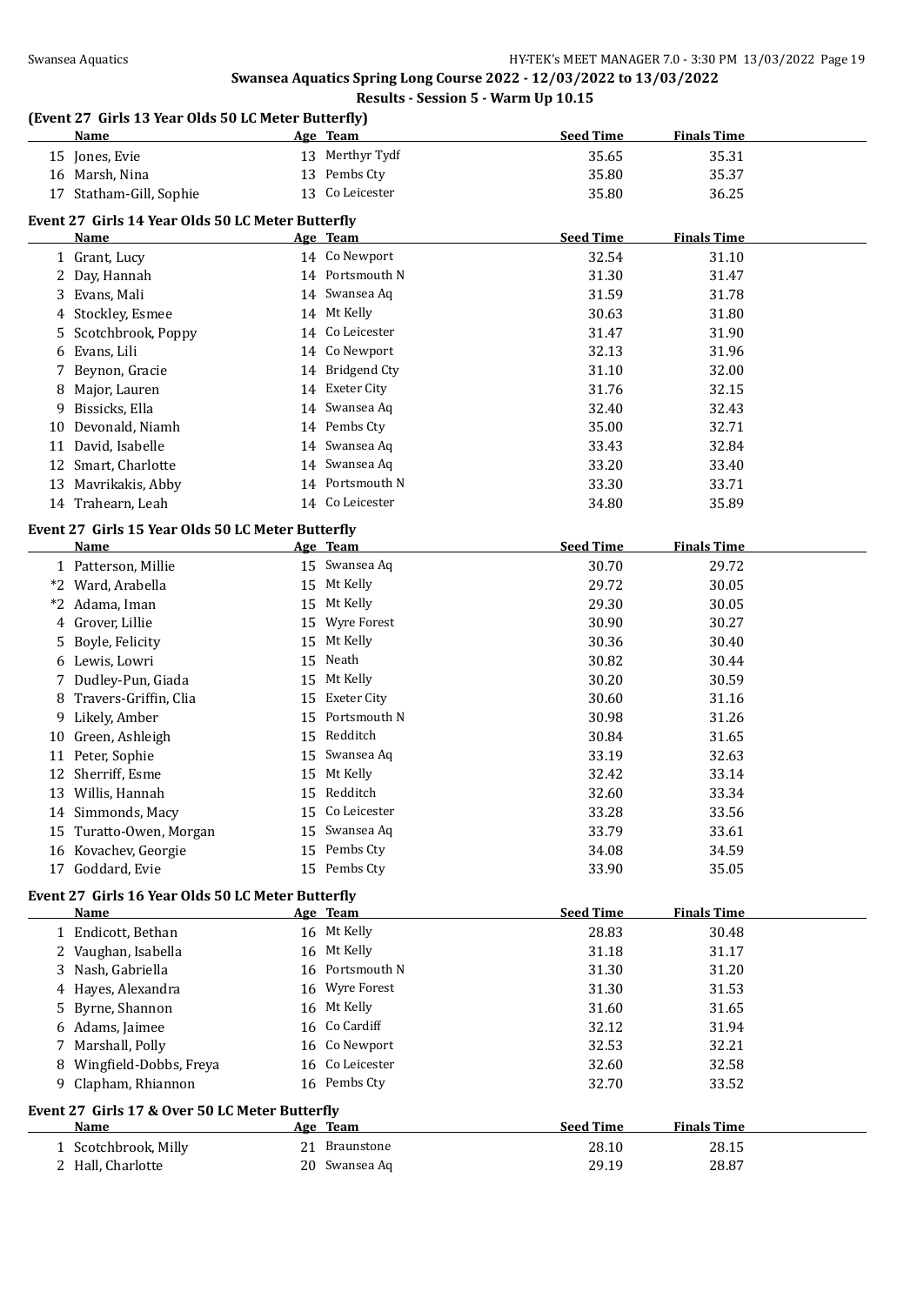## Swansea Aquatics Spring Long Course 2022 - 12/03/2022 to 13/03/2022

### Results - Session 5 - Warm Up 10.15

#### (Event 27 Girls 13 Year Olds 50 LC Meter Butterfly)

| | Name | Age | Team | Seed Time | Finals Time |
|---|---|---|---|---|---|
| 15 | Jones, Evie | 13 | Merthyr Tydf | 35.65 | 35.31 |
| 16 | Marsh, Nina | 13 | Pembs Cty | 35.80 | 35.37 |
| 17 | Statham-Gill, Sophie | 13 | Co Leicester | 35.80 | 36.25 |

#### Event 27 Girls 14 Year Olds 50 LC Meter Butterfly

| | Name | Age | Team | Seed Time | Finals Time |
|---|---|---|---|---|---|
| 1 | Grant, Lucy | 14 | Co Newport | 32.54 | 31.10 |
| 2 | Day, Hannah | 14 | Portsmouth N | 31.30 | 31.47 |
| 3 | Evans, Mali | 14 | Swansea Aq | 31.59 | 31.78 |
| 4 | Stockley, Esmee | 14 | Mt Kelly | 30.63 | 31.80 |
| 5 | Scotchbrook, Poppy | 14 | Co Leicester | 31.47 | 31.90 |
| 6 | Evans, Lili | 14 | Co Newport | 32.13 | 31.96 |
| 7 | Beynon, Gracie | 14 | Bridgend Cty | 31.10 | 32.00 |
| 8 | Major, Lauren | 14 | Exeter City | 31.76 | 32.15 |
| 9 | Bissicks, Ella | 14 | Swansea Aq | 32.40 | 32.43 |
| 10 | Devonald, Niamh | 14 | Pembs Cty | 35.00 | 32.71 |
| 11 | David, Isabelle | 14 | Swansea Aq | 33.43 | 32.84 |
| 12 | Smart, Charlotte | 14 | Swansea Aq | 33.20 | 33.40 |
| 13 | Mavrikakis, Abby | 14 | Portsmouth N | 33.30 | 33.71 |
| 14 | Trahearn, Leah | 14 | Co Leicester | 34.80 | 35.89 |

#### Event 27 Girls 15 Year Olds 50 LC Meter Butterfly

| | Name | Age | Team | Seed Time | Finals Time |
|---|---|---|---|---|---|
| 1 | Patterson, Millie | 15 | Swansea Aq | 30.70 | 29.72 |
| *2 | Ward, Arabella | 15 | Mt Kelly | 29.72 | 30.05 |
| *2 | Adama, Iman | 15 | Mt Kelly | 29.30 | 30.05 |
| 4 | Grover, Lillie | 15 | Wyre Forest | 30.90 | 30.27 |
| 5 | Boyle, Felicity | 15 | Mt Kelly | 30.36 | 30.40 |
| 6 | Lewis, Lowri | 15 | Neath | 30.82 | 30.44 |
| 7 | Dudley-Pun, Giada | 15 | Mt Kelly | 30.20 | 30.59 |
| 8 | Travers-Griffin, Clia | 15 | Exeter City | 30.60 | 31.16 |
| 9 | Likely, Amber | 15 | Portsmouth N | 30.98 | 31.26 |
| 10 | Green, Ashleigh | 15 | Redditch | 30.84 | 31.65 |
| 11 | Peter, Sophie | 15 | Swansea Aq | 33.19 | 32.63 |
| 12 | Sherriff, Esme | 15 | Mt Kelly | 32.42 | 33.14 |
| 13 | Willis, Hannah | 15 | Redditch | 32.60 | 33.34 |
| 14 | Simmonds, Macy | 15 | Co Leicester | 33.28 | 33.56 |
| 15 | Turatto-Owen, Morgan | 15 | Swansea Aq | 33.79 | 33.61 |
| 16 | Kovachev, Georgie | 15 | Pembs Cty | 34.08 | 34.59 |
| 17 | Goddard, Evie | 15 | Pembs Cty | 33.90 | 35.05 |

#### Event 27 Girls 16 Year Olds 50 LC Meter Butterfly

| | Name | Age | Team | Seed Time | Finals Time |
|---|---|---|---|---|---|
| 1 | Endicott, Bethan | 16 | Mt Kelly | 28.83 | 30.48 |
| 2 | Vaughan, Isabella | 16 | Mt Kelly | 31.18 | 31.17 |
| 3 | Nash, Gabriella | 16 | Portsmouth N | 31.30 | 31.20 |
| 4 | Hayes, Alexandra | 16 | Wyre Forest | 31.30 | 31.53 |
| 5 | Byrne, Shannon | 16 | Mt Kelly | 31.60 | 31.65 |
| 6 | Adams, Jaimee | 16 | Co Cardiff | 32.12 | 31.94 |
| 7 | Marshall, Polly | 16 | Co Newport | 32.53 | 32.21 |
| 8 | Wingfield-Dobbs, Freya | 16 | Co Leicester | 32.60 | 32.58 |
| 9 | Clapham, Rhiannon | 16 | Pembs Cty | 32.70 | 33.52 |

#### Event 27 Girls 17 & Over 50 LC Meter Butterfly

| | Name | Age | Team | Seed Time | Finals Time |
|---|---|---|---|---|---|
| 1 | Scotchbrook, Milly | 21 | Braunstone | 28.10 | 28.15 |
| 2 | Hall, Charlotte | 20 | Swansea Aq | 29.19 | 28.87 |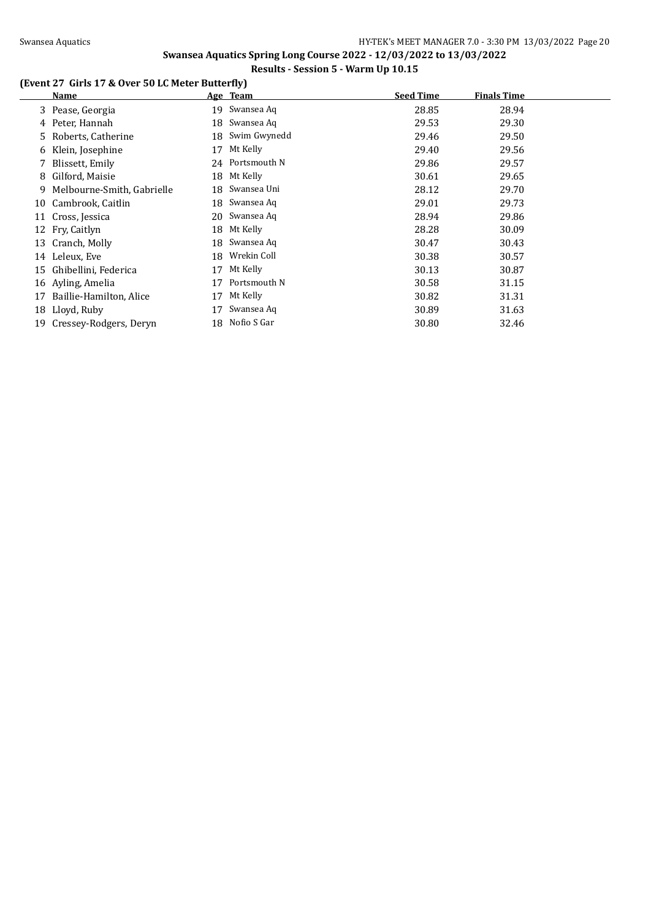**Swansea Aquatics Spring Long Course 2022 - 12/03/2022 to 13/03/2022**

**Results - Session 5 - Warm Up 10.15**

### (Event 27 Girls 17 & Over 50 LC Meter Butterfly)

| | Name | Age | Team | Seed Time | Finals Time |
|---|---|---|---|---|---|
| 3 | Pease, Georgia | 19 | Swansea Aq | 28.85 | 28.94 |
| 4 | Peter, Hannah | 18 | Swansea Aq | 29.53 | 29.30 |
| 5 | Roberts, Catherine | 18 | Swim Gwynedd | 29.46 | 29.50 |
| 6 | Klein, Josephine | 17 | Mt Kelly | 29.40 | 29.56 |
| 7 | Blissett, Emily | 24 | Portsmouth N | 29.86 | 29.57 |
| 8 | Gilford, Maisie | 18 | Mt Kelly | 30.61 | 29.65 |
| 9 | Melbourne-Smith, Gabrielle | 18 | Swansea Uni | 28.12 | 29.70 |
| 10 | Cambrook, Caitlin | 18 | Swansea Aq | 29.01 | 29.73 |
| 11 | Cross, Jessica | 20 | Swansea Aq | 28.94 | 29.86 |
| 12 | Fry, Caitlyn | 18 | Mt Kelly | 28.28 | 30.09 |
| 13 | Cranch, Molly | 18 | Swansea Aq | 30.47 | 30.43 |
| 14 | Leleux, Eve | 18 | Wrekin Coll | 30.38 | 30.57 |
| 15 | Ghibellini, Federica | 17 | Mt Kelly | 30.13 | 30.87 |
| 16 | Ayling, Amelia | 17 | Portsmouth N | 30.58 | 31.15 |
| 17 | Baillie-Hamilton, Alice | 17 | Mt Kelly | 30.82 | 31.31 |
| 18 | Lloyd, Ruby | 17 | Swansea Aq | 30.89 | 31.63 |
| 19 | Cressey-Rodgers, Deryn | 18 | Nofio S Gar | 30.80 | 32.46 |